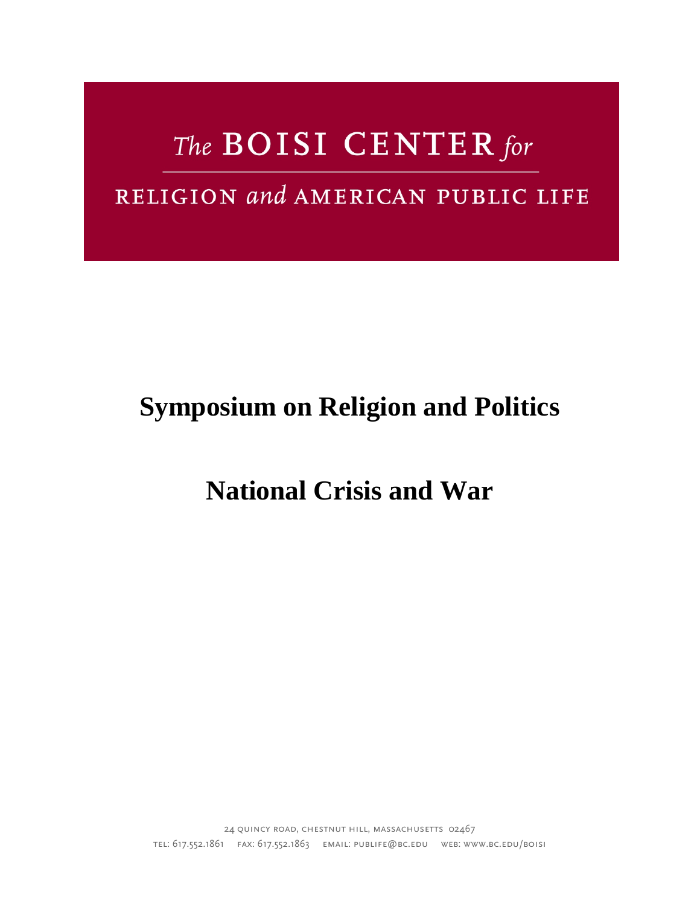The BOISI CENTER for

RELIGION and AMERICAN PUBLIC LIFE

# Symposium on Religion and Politics

# National Crisis and War

24 QUINCY ROAD, CHESTNUT HILL, MASSACHUSETTS 02467

TEL: 617.552.1861 FAX: 617.552.1863 EMAIL: PUBLIFE@BC.EDU WEB: WWW.BC.EDU/BOISI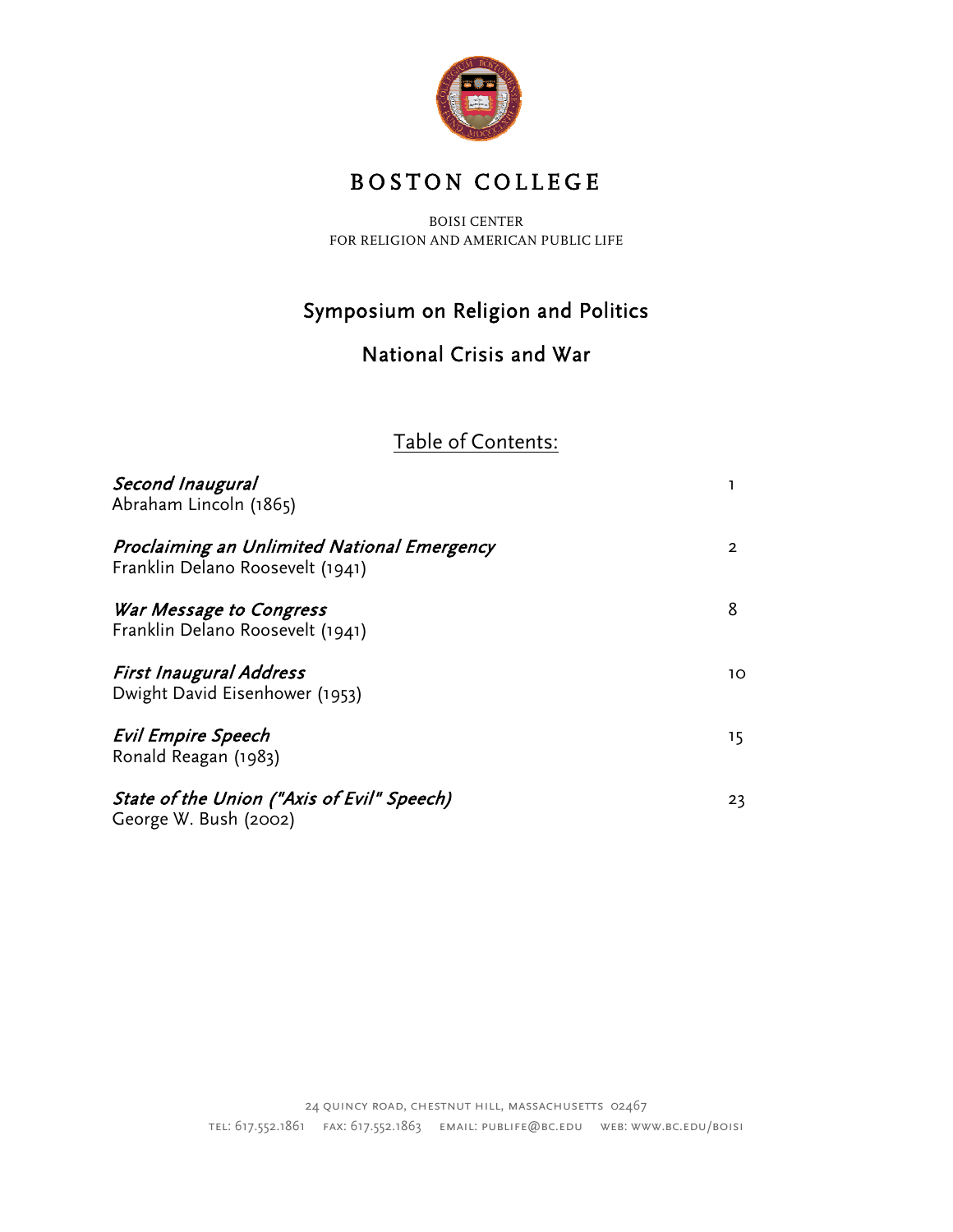# BOSTON COLLEGE

BOISI CENTER
FOR RELIGION AND AMERICAN PUBLIC LIFE

## Symposium on Religion and Politics

## National Crisis and War

### Table of Contents:

| | |
|---|---|
| *Second Inaugural*<br>Abraham Lincoln (1865) | 1 |
| *Proclaiming an Unlimited National Emergency*<br>Franklin Delano Roosevelt (1941) | 2 |
| *War Message to Congress*<br>Franklin Delano Roosevelt (1941) | 8 |
| *First Inaugural Address*<br>Dwight David Eisenhower (1953) | 10 |
| *Evil Empire Speech*<br>Ronald Reagan (1983) | 15 |
| *State of the Union ("Axis of Evil" Speech)*<br>George W. Bush (2002) | 23 |

24 Quincy Road, Chestnut Hill, Massachusetts 02467
Tel: 617.552.1861 Fax: 617.552.1863 Email: publife@bc.edu Web: www.bc.edu/boisi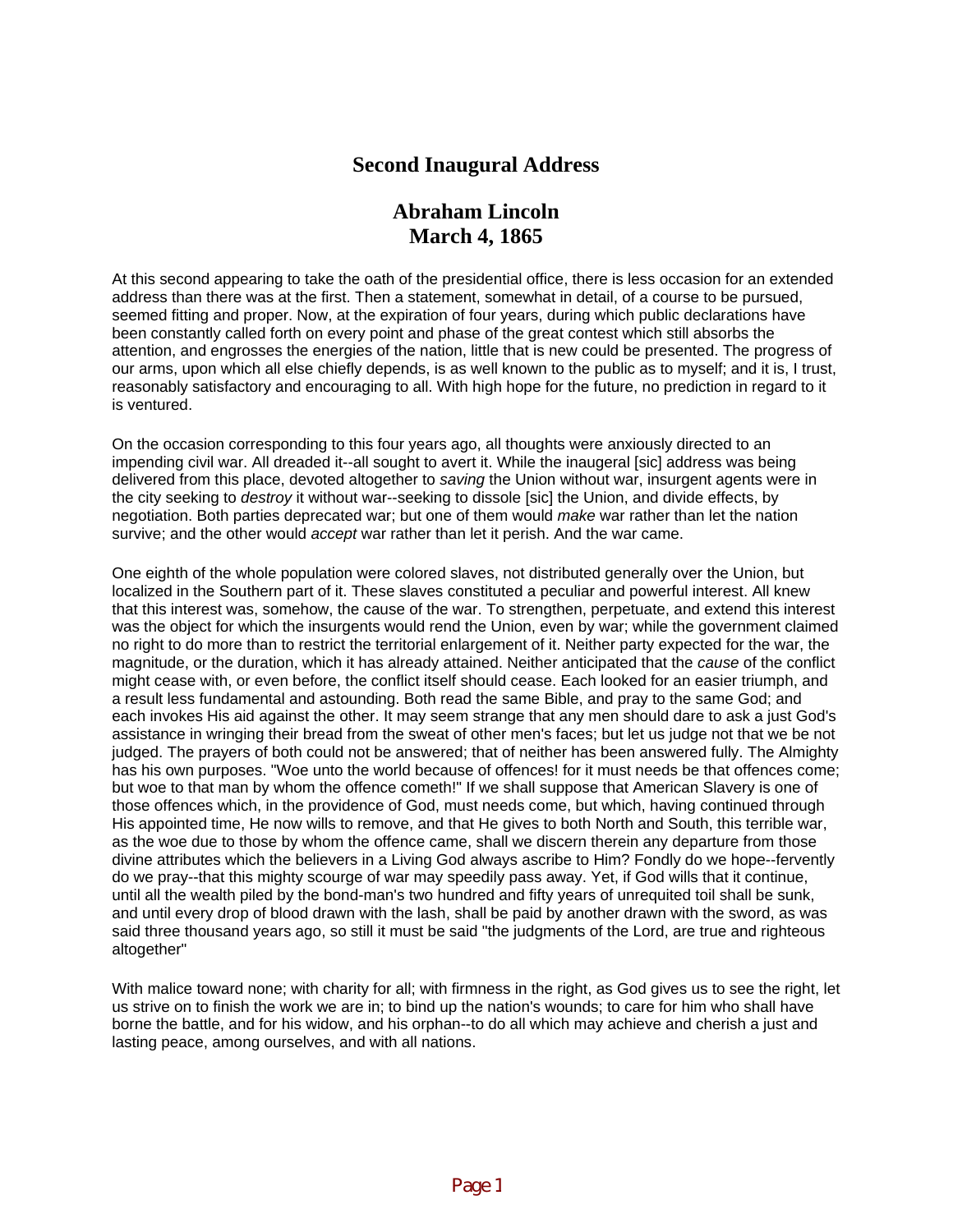# Second Inaugural Address

## Abraham Lincoln
## March 4, 1865

At this second appearing to take the oath of the presidential office, there is less occasion for an extended address than there was at the first. Then a statement, somewhat in detail, of a course to be pursued, seemed fitting and proper. Now, at the expiration of four years, during which public declarations have been constantly called forth on every point and phase of the great contest which still absorbs the attention, and engrosses the energies of the nation, little that is new could be presented. The progress of our arms, upon which all else chiefly depends, is as well known to the public as to myself; and it is, I trust, reasonably satisfactory and encouraging to all. With high hope for the future, no prediction in regard to it is ventured.

On the occasion corresponding to this four years ago, all thoughts were anxiously directed to an impending civil war. All dreaded it--all sought to avert it. While the inagueral [sic] address was being delivered from this place, devoted altogether to *saving* the Union without war, insurgent agents were in the city seeking to *destroy* it without war--seeking to dissole [sic] the Union, and divide effects, by negotiation. Both parties deprecated war; but one of them would *make* war rather than let the nation survive; and the other would *accept* war rather than let it perish. And the war came.

One eighth of the whole population were colored slaves, not distributed generally over the Union, but localized in the Southern part of it. These slaves constituted a peculiar and powerful interest. All knew that this interest was, somehow, the cause of the war. To strengthen, perpetuate, and extend this interest was the object for which the insurgents would rend the Union, even by war; while the government claimed no right to do more than to restrict the territorial enlargement of it. Neither party expected for the war, the magnitude, or the duration, which it has already attained. Neither anticipated that the *cause* of the conflict might cease with, or even before, the conflict itself should cease. Each looked for an easier triumph, and a result less fundamental and astounding. Both read the same Bible, and pray to the same God; and each invokes His aid against the other. It may seem strange that any men should dare to ask a just God's assistance in wringing their bread from the sweat of other men's faces; but let us judge not that we be not judged. The prayers of both could not be answered; that of neither has been answered fully. The Almighty has his own purposes. "Woe unto the world because of offences! for it must needs be that offences come; but woe to that man by whom the offence cometh!" If we shall suppose that American Slavery is one of those offences which, in the providence of God, must needs come, but which, having continued through His appointed time, He now wills to remove, and that He gives to both North and South, this terrible war, as the woe due to those by whom the offence came, shall we discern therein any departure from those divine attributes which the believers in a Living God always ascribe to Him? Fondly do we hope--fervently do we pray--that this mighty scourge of war may speedily pass away. Yet, if God wills that it continue, until all the wealth piled by the bond-man's two hundred and fifty years of unrequited toil shall be sunk, and until every drop of blood drawn with the lash, shall be paid by another drawn with the sword, as was said three thousand years ago, so still it must be said "the judgments of the Lord, are true and righteous altogether"

With malice toward none; with charity for all; with firmness in the right, as God gives us to see the right, let us strive on to finish the work we are in; to bind up the nation's wounds; to care for him who shall have borne the battle, and for his widow, and his orphan--to do all which may achieve and cherish a just and lasting peace, among ourselves, and with all nations.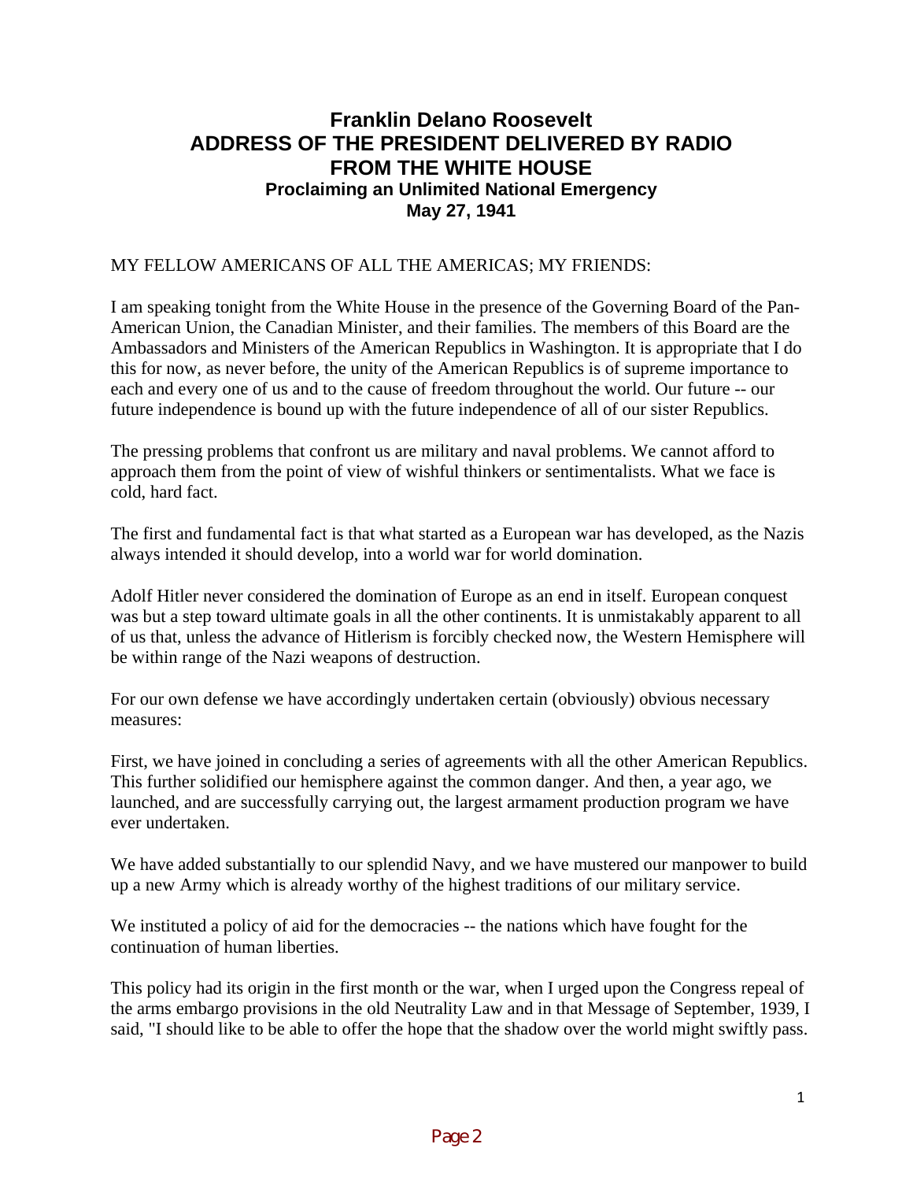# Franklin Delano Roosevelt
# ADDRESS OF THE PRESIDENT DELIVERED BY RADIO FROM THE WHITE HOUSE
### Proclaiming an Unlimited National Emergency
### May 27, 1941

MY FELLOW AMERICANS OF ALL THE AMERICAS; MY FRIENDS:

I am speaking tonight from the White House in the presence of the Governing Board of the Pan-American Union, the Canadian Minister, and their families. The members of this Board are the Ambassadors and Ministers of the American Republics in Washington. It is appropriate that I do this for now, as never before, the unity of the American Republics is of supreme importance to each and every one of us and to the cause of freedom throughout the world. Our future -- our future independence is bound up with the future independence of all of our sister Republics.

The pressing problems that confront us are military and naval problems. We cannot afford to approach them from the point of view of wishful thinkers or sentimentalists. What we face is cold, hard fact.

The first and fundamental fact is that what started as a European war has developed, as the Nazis always intended it should develop, into a world war for world domination.

Adolf Hitler never considered the domination of Europe as an end in itself. European conquest was but a step toward ultimate goals in all the other continents. It is unmistakably apparent to all of us that, unless the advance of Hitlerism is forcibly checked now, the Western Hemisphere will be within range of the Nazi weapons of destruction.

For our own defense we have accordingly undertaken certain (obviously) obvious necessary measures:

First, we have joined in concluding a series of agreements with all the other American Republics. This further solidified our hemisphere against the common danger. And then, a year ago, we launched, and are successfully carrying out, the largest armament production program we have ever undertaken.

We have added substantially to our splendid Navy, and we have mustered our manpower to build up a new Army which is already worthy of the highest traditions of our military service.

We instituted a policy of aid for the democracies -- the nations which have fought for the continuation of human liberties.

This policy had its origin in the first month or the war, when I urged upon the Congress repeal of the arms embargo provisions in the old Neutrality Law and in that Message of September, 1939, I said, "I should like to be able to offer the hope that the shadow over the world might swiftly pass.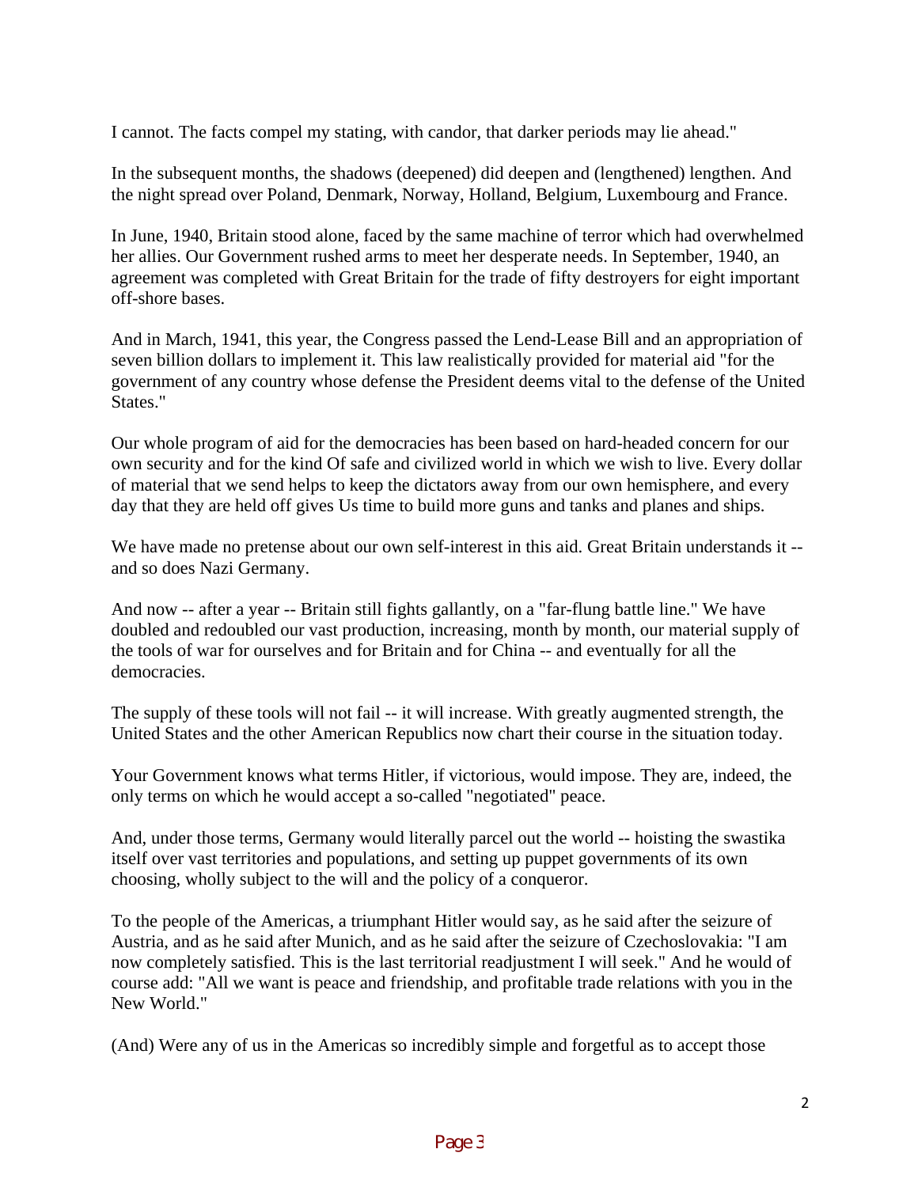I cannot. The facts compel my stating, with candor, that darker periods may lie ahead."

In the subsequent months, the shadows (deepened) did deepen and (lengthened) lengthen. And the night spread over Poland, Denmark, Norway, Holland, Belgium, Luxembourg and France.

In June, 1940, Britain stood alone, faced by the same machine of terror which had overwhelmed her allies. Our Government rushed arms to meet her desperate needs. In September, 1940, an agreement was completed with Great Britain for the trade of fifty destroyers for eight important off-shore bases.

And in March, 1941, this year, the Congress passed the Lend-Lease Bill and an appropriation of seven billion dollars to implement it. This law realistically provided for material aid "for the government of any country whose defense the President deems vital to the defense of the United States."

Our whole program of aid for the democracies has been based on hard-headed concern for our own security and for the kind Of safe and civilized world in which we wish to live. Every dollar of material that we send helps to keep the dictators away from our own hemisphere, and every day that they are held off gives Us time to build more guns and tanks and planes and ships.

We have made no pretense about our own self-interest in this aid. Great Britain understands it -- and so does Nazi Germany.

And now -- after a year -- Britain still fights gallantly, on a "far-flung battle line." We have doubled and redoubled our vast production, increasing, month by month, our material supply of the tools of war for ourselves and for Britain and for China -- and eventually for all the democracies.

The supply of these tools will not fail -- it will increase. With greatly augmented strength, the United States and the other American Republics now chart their course in the situation today.

Your Government knows what terms Hitler, if victorious, would impose. They are, indeed, the only terms on which he would accept a so-called "negotiated" peace.

And, under those terms, Germany would literally parcel out the world -- hoisting the swastika itself over vast territories and populations, and setting up puppet governments of its own choosing, wholly subject to the will and the policy of a conqueror.

To the people of the Americas, a triumphant Hitler would say, as he said after the seizure of Austria, and as he said after Munich, and as he said after the seizure of Czechoslovakia: "I am now completely satisfied. This is the last territorial readjustment I will seek." And he would of course add: "All we want is peace and friendship, and profitable trade relations with you in the New World."

(And) Were any of us in the Americas so incredibly simple and forgetful as to accept those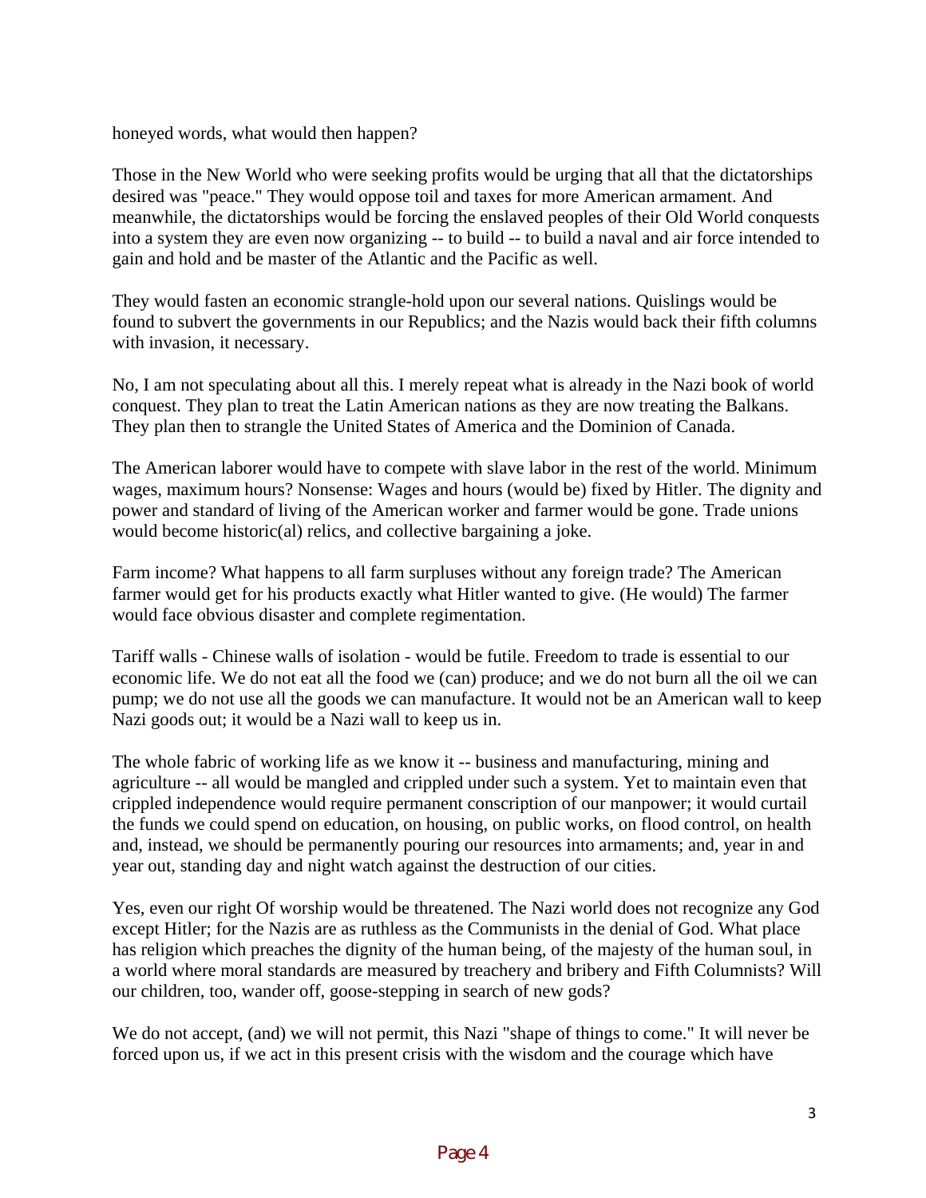honeyed words, what would then happen?

Those in the New World who were seeking profits would be urging that all that the dictatorships desired was "peace." They would oppose toil and taxes for more American armament. And meanwhile, the dictatorships would be forcing the enslaved peoples of their Old World conquests into a system they are even now organizing -- to build -- to build a naval and air force intended to gain and hold and be master of the Atlantic and the Pacific as well.

They would fasten an economic strangle-hold upon our several nations. Quislings would be found to subvert the governments in our Republics; and the Nazis would back their fifth columns with invasion, it necessary.

No, I am not speculating about all this. I merely repeat what is already in the Nazi book of world conquest. They plan to treat the Latin American nations as they are now treating the Balkans. They plan then to strangle the United States of America and the Dominion of Canada.

The American laborer would have to compete with slave labor in the rest of the world. Minimum wages, maximum hours? Nonsense: Wages and hours (would be) fixed by Hitler. The dignity and power and standard of living of the American worker and farmer would be gone. Trade unions would become historic(al) relics, and collective bargaining a joke.

Farm income? What happens to all farm surpluses without any foreign trade? The American farmer would get for his products exactly what Hitler wanted to give. (He would) The farmer would face obvious disaster and complete regimentation.

Tariff walls - Chinese walls of isolation - would be futile. Freedom to trade is essential to our economic life. We do not eat all the food we (can) produce; and we do not burn all the oil we can pump; we do not use all the goods we can manufacture. It would not be an American wall to keep Nazi goods out; it would be a Nazi wall to keep us in.

The whole fabric of working life as we know it -- business and manufacturing, mining and agriculture -- all would be mangled and crippled under such a system. Yet to maintain even that crippled independence would require permanent conscription of our manpower; it would curtail the funds we could spend on education, on housing, on public works, on flood control, on health and, instead, we should be permanently pouring our resources into armaments; and, year in and year out, standing day and night watch against the destruction of our cities.

Yes, even our right Of worship would be threatened. The Nazi world does not recognize any God except Hitler; for the Nazis are as ruthless as the Communists in the denial of God. What place has religion which preaches the dignity of the human being, of the majesty of the human soul, in a world where moral standards are measured by treachery and bribery and Fifth Columnists? Will our children, too, wander off, goose-stepping in search of new gods?

We do not accept, (and) we will not permit, this Nazi "shape of things to come." It will never be forced upon us, if we act in this present crisis with the wisdom and the courage which have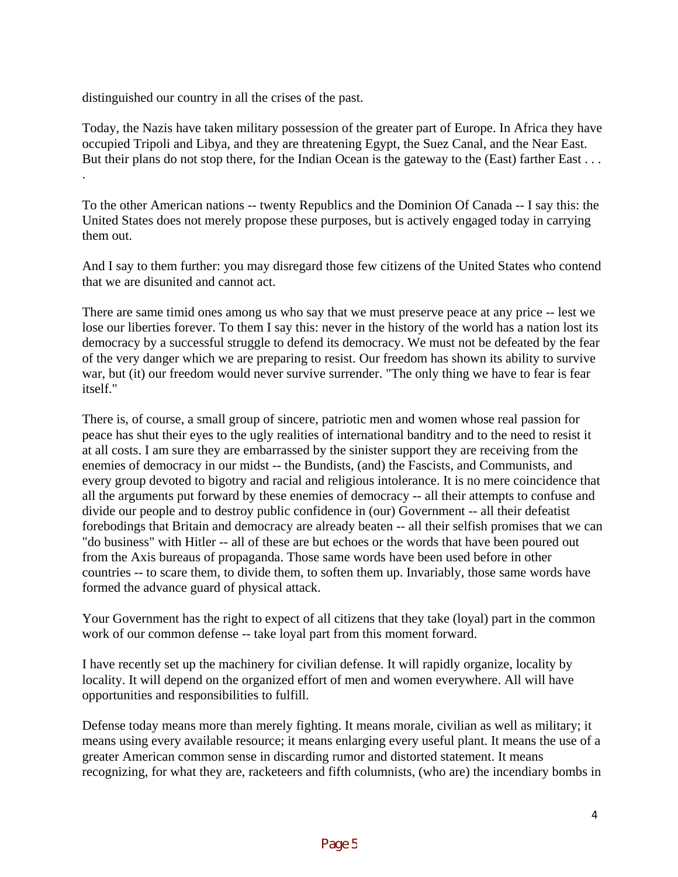distinguished our country in all the crises of the past.

Today, the Nazis have taken military possession of the greater part of Europe. In Africa they have occupied Tripoli and Libya, and they are threatening Egypt, the Suez Canal, and the Near East. But their plans do not stop there, for the Indian Ocean is the gateway to the (East) farther East . . . .

To the other American nations -- twenty Republics and the Dominion Of Canada -- I say this: the United States does not merely propose these purposes, but is actively engaged today in carrying them out.

And I say to them further: you may disregard those few citizens of the United States who contend that we are disunited and cannot act.

There are same timid ones among us who say that we must preserve peace at any price -- lest we lose our liberties forever. To them I say this: never in the history of the world has a nation lost its democracy by a successful struggle to defend its democracy. We must not be defeated by the fear of the very danger which we are preparing to resist. Our freedom has shown its ability to survive war, but (it) our freedom would never survive surrender. "The only thing we have to fear is fear itself."

There is, of course, a small group of sincere, patriotic men and women whose real passion for peace has shut their eyes to the ugly realities of international banditry and to the need to resist it at all costs. I am sure they are embarrassed by the sinister support they are receiving from the enemies of democracy in our midst -- the Bundists, (and) the Fascists, and Communists, and every group devoted to bigotry and racial and religious intolerance. It is no mere coincidence that all the arguments put forward by these enemies of democracy -- all their attempts to confuse and divide our people and to destroy public confidence in (our) Government -- all their defeatist forebodings that Britain and democracy are already beaten -- all their selfish promises that we can "do business" with Hitler -- all of these are but echoes or the words that have been poured out from the Axis bureaus of propaganda. Those same words have been used before in other countries -- to scare them, to divide them, to soften them up. Invariably, those same words have formed the advance guard of physical attack.

Your Government has the right to expect of all citizens that they take (loyal) part in the common work of our common defense -- take loyal part from this moment forward.

I have recently set up the machinery for civilian defense. It will rapidly organize, locality by locality. It will depend on the organized effort of men and women everywhere. All will have opportunities and responsibilities to fulfill.

Defense today means more than merely fighting. It means morale, civilian as well as military; it means using every available resource; it means enlarging every useful plant. It means the use of a greater American common sense in discarding rumor and distorted statement. It means recognizing, for what they are, racketeers and fifth columnists, (who are) the incendiary bombs in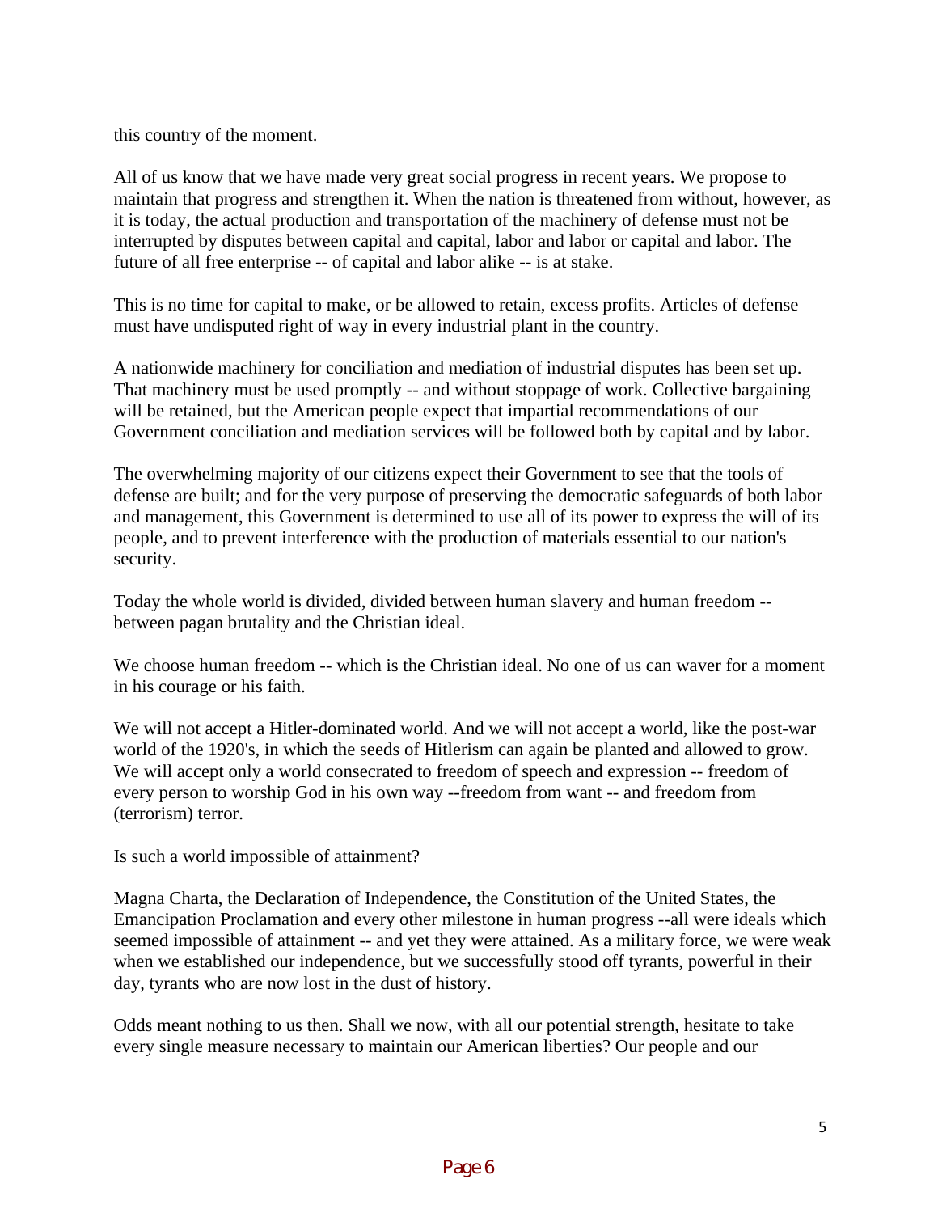this country of the moment.

All of us know that we have made very great social progress in recent years. We propose to maintain that progress and strengthen it. When the nation is threatened from without, however, as it is today, the actual production and transportation of the machinery of defense must not be interrupted by disputes between capital and capital, labor and labor or capital and labor. The future of all free enterprise -- of capital and labor alike -- is at stake.

This is no time for capital to make, or be allowed to retain, excess profits. Articles of defense must have undisputed right of way in every industrial plant in the country.

A nationwide machinery for conciliation and mediation of industrial disputes has been set up. That machinery must be used promptly -- and without stoppage of work. Collective bargaining will be retained, but the American people expect that impartial recommendations of our Government conciliation and mediation services will be followed both by capital and by labor.

The overwhelming majority of our citizens expect their Government to see that the tools of defense are built; and for the very purpose of preserving the democratic safeguards of both labor and management, this Government is determined to use all of its power to express the will of its people, and to prevent interference with the production of materials essential to our nation's security.

Today the whole world is divided, divided between human slavery and human freedom -- between pagan brutality and the Christian ideal.

We choose human freedom -- which is the Christian ideal. No one of us can waver for a moment in his courage or his faith.

We will not accept a Hitler-dominated world. And we will not accept a world, like the post-war world of the 1920's, in which the seeds of Hitlerism can again be planted and allowed to grow. We will accept only a world consecrated to freedom of speech and expression -- freedom of every person to worship God in his own way --freedom from want -- and freedom from (terrorism) terror.

Is such a world impossible of attainment?

Magna Charta, the Declaration of Independence, the Constitution of the United States, the Emancipation Proclamation and every other milestone in human progress --all were ideals which seemed impossible of attainment -- and yet they were attained. As a military force, we were weak when we established our independence, but we successfully stood off tyrants, powerful in their day, tyrants who are now lost in the dust of history.

Odds meant nothing to us then. Shall we now, with all our potential strength, hesitate to take every single measure necessary to maintain our American liberties? Our people and our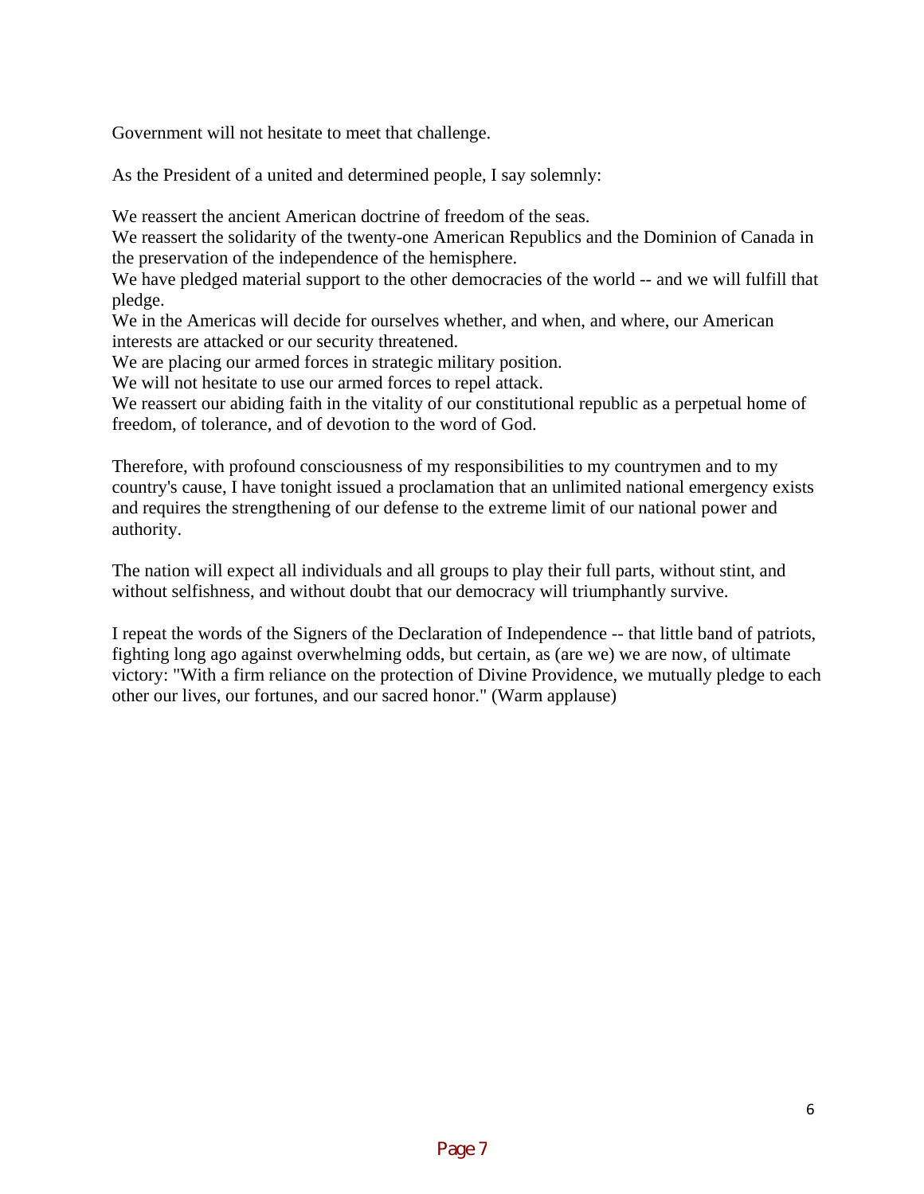Government will not hesitate to meet that challenge.

As the President of a united and determined people, I say solemnly:

We reassert the ancient American doctrine of freedom of the seas.
We reassert the solidarity of the twenty-one American Republics and the Dominion of Canada in the preservation of the independence of the hemisphere.
We have pledged material support to the other democracies of the world -- and we will fulfill that pledge.
We in the Americas will decide for ourselves whether, and when, and where, our American interests are attacked or our security threatened.
We are placing our armed forces in strategic military position.
We will not hesitate to use our armed forces to repel attack.
We reassert our abiding faith in the vitality of our constitutional republic as a perpetual home of freedom, of tolerance, and of devotion to the word of God.

Therefore, with profound consciousness of my responsibilities to my countrymen and to my country's cause, I have tonight issued a proclamation that an unlimited national emergency exists and requires the strengthening of our defense to the extreme limit of our national power and authority.

The nation will expect all individuals and all groups to play their full parts, without stint, and without selfishness, and without doubt that our democracy will triumphantly survive.

I repeat the words of the Signers of the Declaration of Independence -- that little band of patriots, fighting long ago against overwhelming odds, but certain, as (are we) we are now, of ultimate victory: "With a firm reliance on the protection of Divine Providence, we mutually pledge to each other our lives, our fortunes, and our sacred honor." (Warm applause)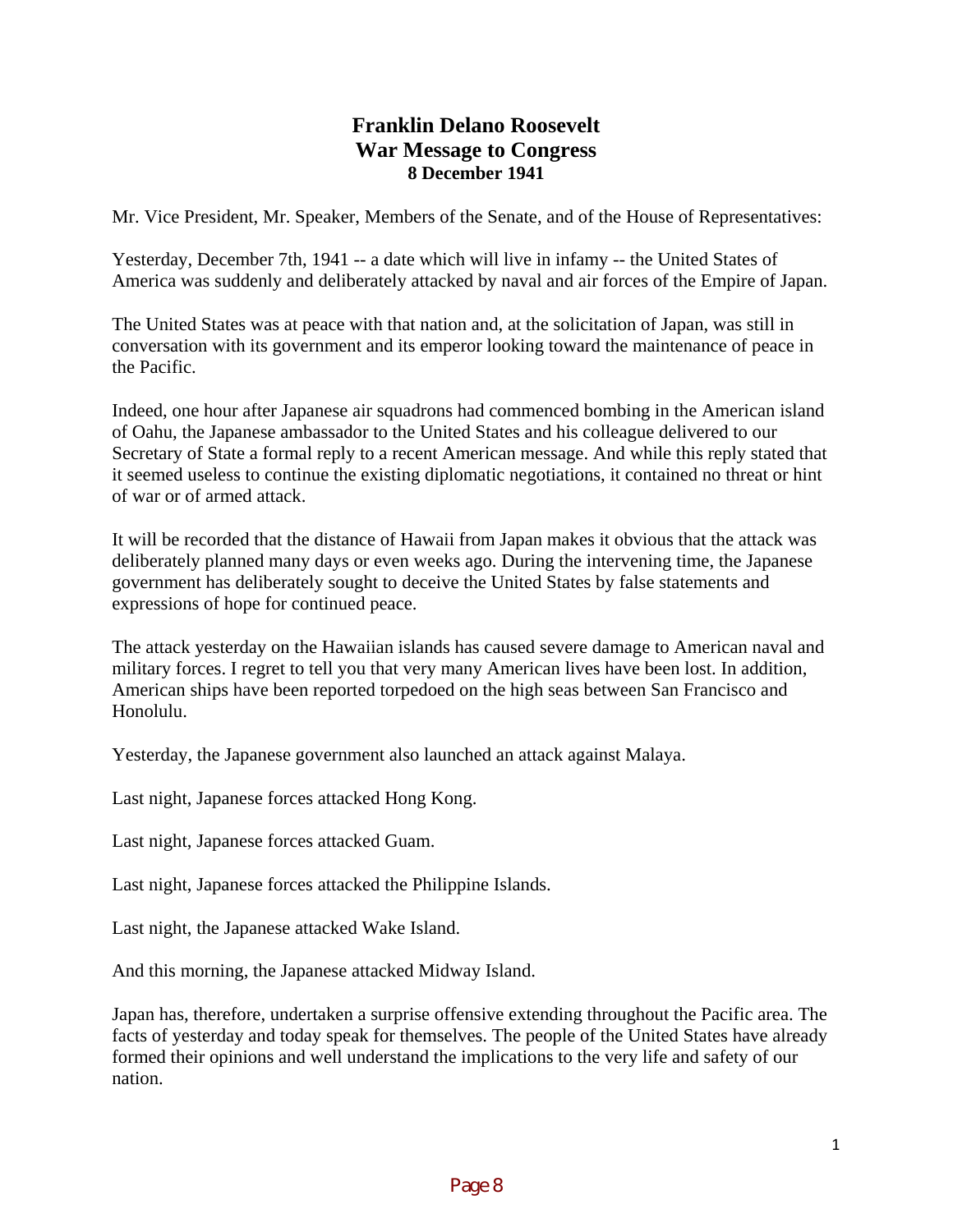# Franklin Delano Roosevelt
# War Message to Congress
### 8 December 1941

Mr. Vice President, Mr. Speaker, Members of the Senate, and of the House of Representatives:

Yesterday, December 7th, 1941 -- a date which will live in infamy -- the United States of America was suddenly and deliberately attacked by naval and air forces of the Empire of Japan.

The United States was at peace with that nation and, at the solicitation of Japan, was still in conversation with its government and its emperor looking toward the maintenance of peace in the Pacific.

Indeed, one hour after Japanese air squadrons had commenced bombing in the American island of Oahu, the Japanese ambassador to the United States and his colleague delivered to our Secretary of State a formal reply to a recent American message. And while this reply stated that it seemed useless to continue the existing diplomatic negotiations, it contained no threat or hint of war or of armed attack.

It will be recorded that the distance of Hawaii from Japan makes it obvious that the attack was deliberately planned many days or even weeks ago. During the intervening time, the Japanese government has deliberately sought to deceive the United States by false statements and expressions of hope for continued peace.

The attack yesterday on the Hawaiian islands has caused severe damage to American naval and military forces. I regret to tell you that very many American lives have been lost. In addition, American ships have been reported torpedoed on the high seas between San Francisco and Honolulu.

Yesterday, the Japanese government also launched an attack against Malaya.

Last night, Japanese forces attacked Hong Kong.

Last night, Japanese forces attacked Guam.

Last night, Japanese forces attacked the Philippine Islands.

Last night, the Japanese attacked Wake Island.

And this morning, the Japanese attacked Midway Island.

Japan has, therefore, undertaken a surprise offensive extending throughout the Pacific area. The facts of yesterday and today speak for themselves. The people of the United States have already formed their opinions and well understand the implications to the very life and safety of our nation.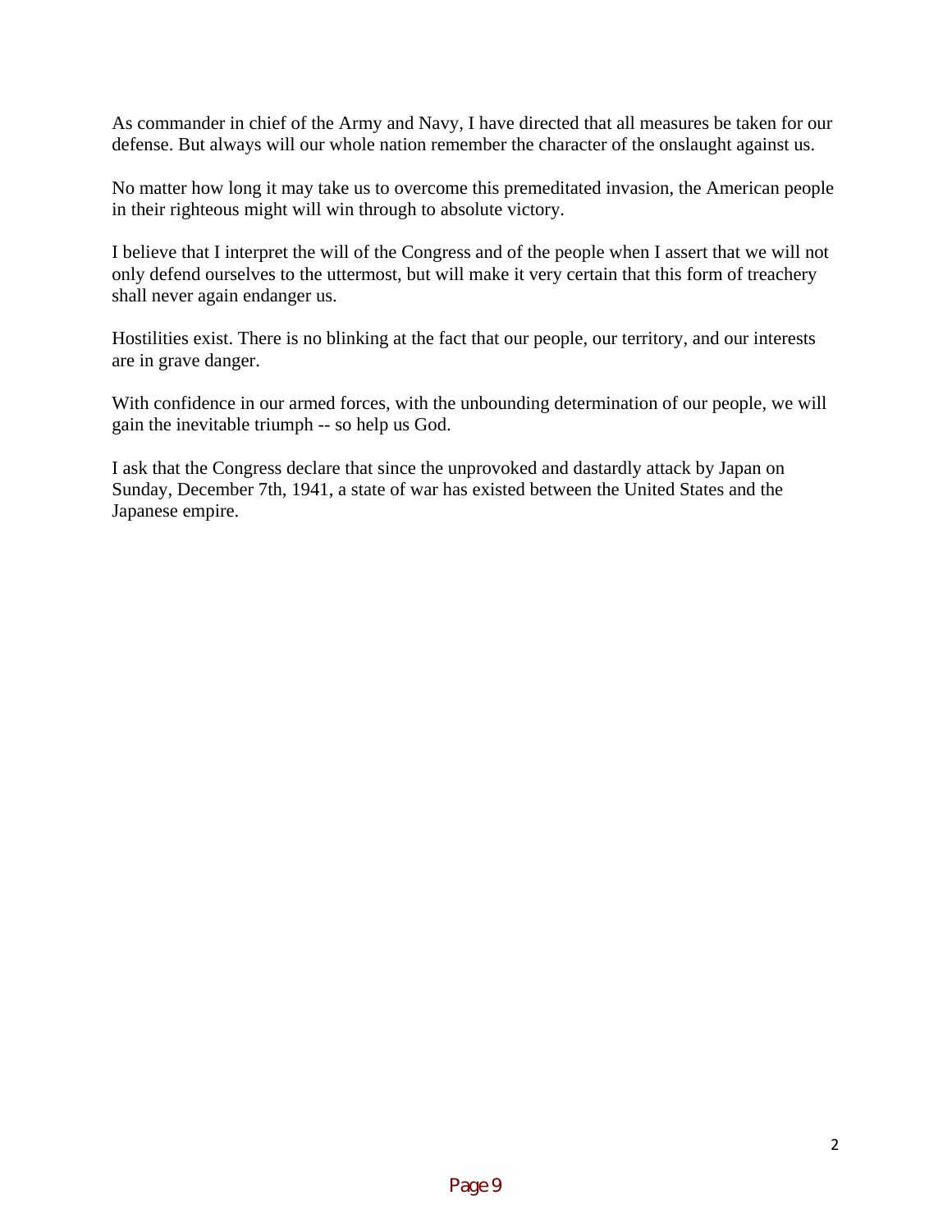As commander in chief of the Army and Navy, I have directed that all measures be taken for our defense. But always will our whole nation remember the character of the onslaught against us.

No matter how long it may take us to overcome this premeditated invasion, the American people in their righteous might will win through to absolute victory.

I believe that I interpret the will of the Congress and of the people when I assert that we will not only defend ourselves to the uttermost, but will make it very certain that this form of treachery shall never again endanger us.

Hostilities exist. There is no blinking at the fact that our people, our territory, and our interests are in grave danger.

With confidence in our armed forces, with the unbounding determination of our people, we will gain the inevitable triumph -- so help us God.

I ask that the Congress declare that since the unprovoked and dastardly attack by Japan on Sunday, December 7th, 1941, a state of war has existed between the United States and the Japanese empire.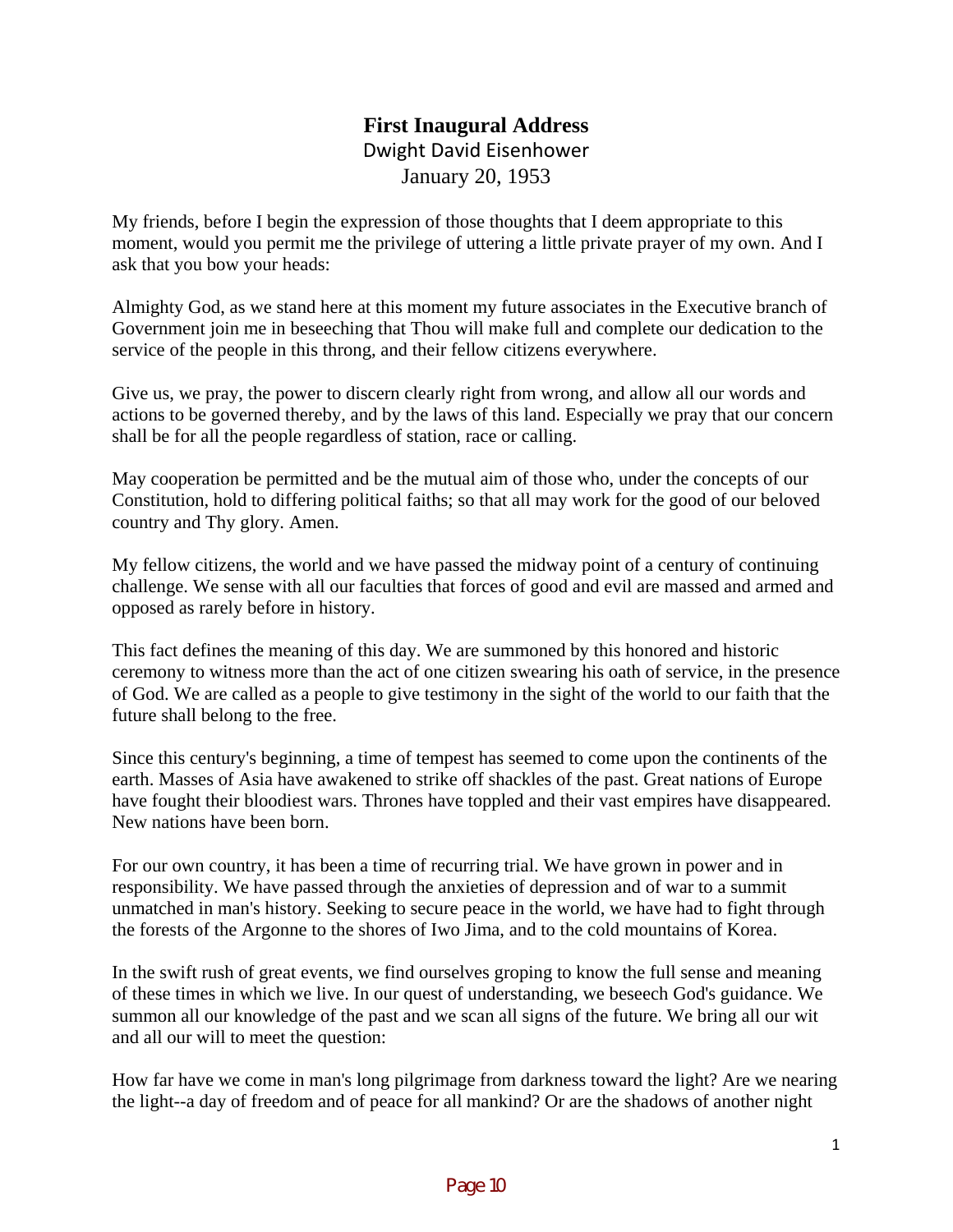# First Inaugural Address

Dwight David Eisenhower

January 20, 1953

My friends, before I begin the expression of those thoughts that I deem appropriate to this moment, would you permit me the privilege of uttering a little private prayer of my own. And I ask that you bow your heads:

Almighty God, as we stand here at this moment my future associates in the Executive branch of Government join me in beseeching that Thou will make full and complete our dedication to the service of the people in this throng, and their fellow citizens everywhere.

Give us, we pray, the power to discern clearly right from wrong, and allow all our words and actions to be governed thereby, and by the laws of this land. Especially we pray that our concern shall be for all the people regardless of station, race or calling.

May cooperation be permitted and be the mutual aim of those who, under the concepts of our Constitution, hold to differing political faiths; so that all may work for the good of our beloved country and Thy glory. Amen.

My fellow citizens, the world and we have passed the midway point of a century of continuing challenge. We sense with all our faculties that forces of good and evil are massed and armed and opposed as rarely before in history.

This fact defines the meaning of this day. We are summoned by this honored and historic ceremony to witness more than the act of one citizen swearing his oath of service, in the presence of God. We are called as a people to give testimony in the sight of the world to our faith that the future shall belong to the free.

Since this century's beginning, a time of tempest has seemed to come upon the continents of the earth. Masses of Asia have awakened to strike off shackles of the past. Great nations of Europe have fought their bloodiest wars. Thrones have toppled and their vast empires have disappeared. New nations have been born.

For our own country, it has been a time of recurring trial. We have grown in power and in responsibility. We have passed through the anxieties of depression and of war to a summit unmatched in man's history. Seeking to secure peace in the world, we have had to fight through the forests of the Argonne to the shores of Iwo Jima, and to the cold mountains of Korea.

In the swift rush of great events, we find ourselves groping to know the full sense and meaning of these times in which we live. In our quest of understanding, we beseech God's guidance. We summon all our knowledge of the past and we scan all signs of the future. We bring all our wit and all our will to meet the question:

How far have we come in man's long pilgrimage from darkness toward the light? Are we nearing the light--a day of freedom and of peace for all mankind? Or are the shadows of another night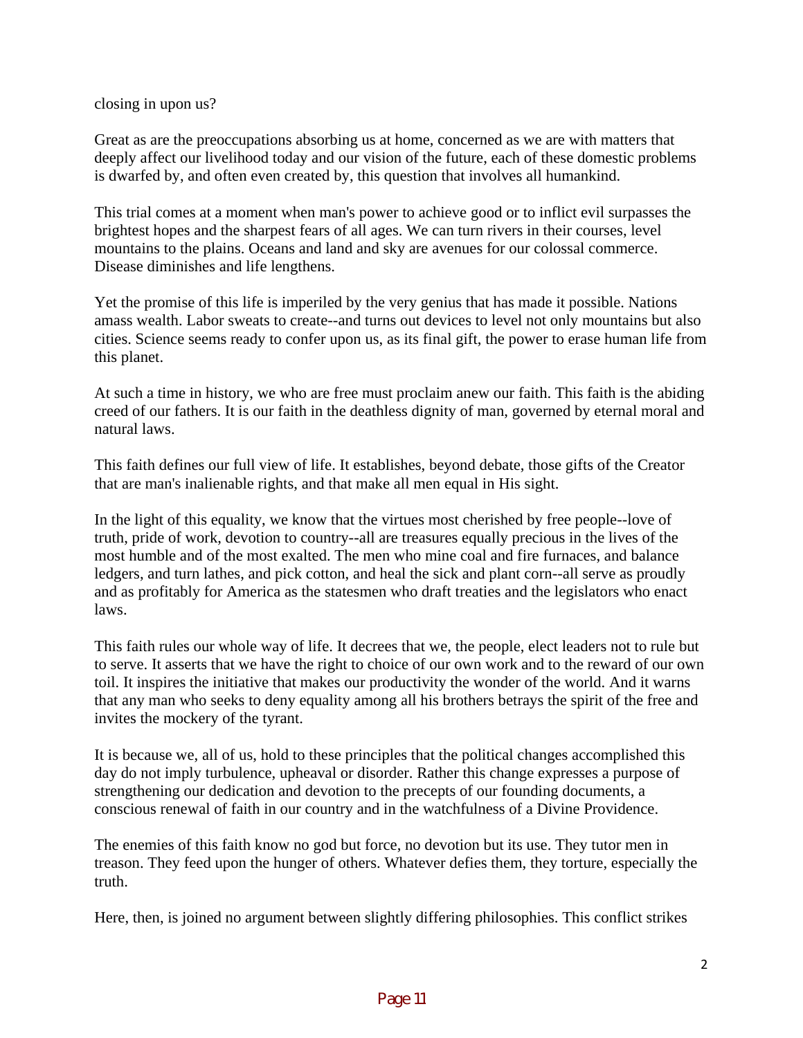closing in upon us?

Great as are the preoccupations absorbing us at home, concerned as we are with matters that deeply affect our livelihood today and our vision of the future, each of these domestic problems is dwarfed by, and often even created by, this question that involves all humankind.

This trial comes at a moment when man's power to achieve good or to inflict evil surpasses the brightest hopes and the sharpest fears of all ages. We can turn rivers in their courses, level mountains to the plains. Oceans and land and sky are avenues for our colossal commerce. Disease diminishes and life lengthens.

Yet the promise of this life is imperiled by the very genius that has made it possible. Nations amass wealth. Labor sweats to create--and turns out devices to level not only mountains but also cities. Science seems ready to confer upon us, as its final gift, the power to erase human life from this planet.

At such a time in history, we who are free must proclaim anew our faith. This faith is the abiding creed of our fathers. It is our faith in the deathless dignity of man, governed by eternal moral and natural laws.

This faith defines our full view of life. It establishes, beyond debate, those gifts of the Creator that are man's inalienable rights, and that make all men equal in His sight.

In the light of this equality, we know that the virtues most cherished by free people--love of truth, pride of work, devotion to country--all are treasures equally precious in the lives of the most humble and of the most exalted. The men who mine coal and fire furnaces, and balance ledgers, and turn lathes, and pick cotton, and heal the sick and plant corn--all serve as proudly and as profitably for America as the statesmen who draft treaties and the legislators who enact laws.

This faith rules our whole way of life. It decrees that we, the people, elect leaders not to rule but to serve. It asserts that we have the right to choice of our own work and to the reward of our own toil. It inspires the initiative that makes our productivity the wonder of the world. And it warns that any man who seeks to deny equality among all his brothers betrays the spirit of the free and invites the mockery of the tyrant.

It is because we, all of us, hold to these principles that the political changes accomplished this day do not imply turbulence, upheaval or disorder. Rather this change expresses a purpose of strengthening our dedication and devotion to the precepts of our founding documents, a conscious renewal of faith in our country and in the watchfulness of a Divine Providence.

The enemies of this faith know no god but force, no devotion but its use. They tutor men in treason. They feed upon the hunger of others. Whatever defies them, they torture, especially the truth.

Here, then, is joined no argument between slightly differing philosophies. This conflict strikes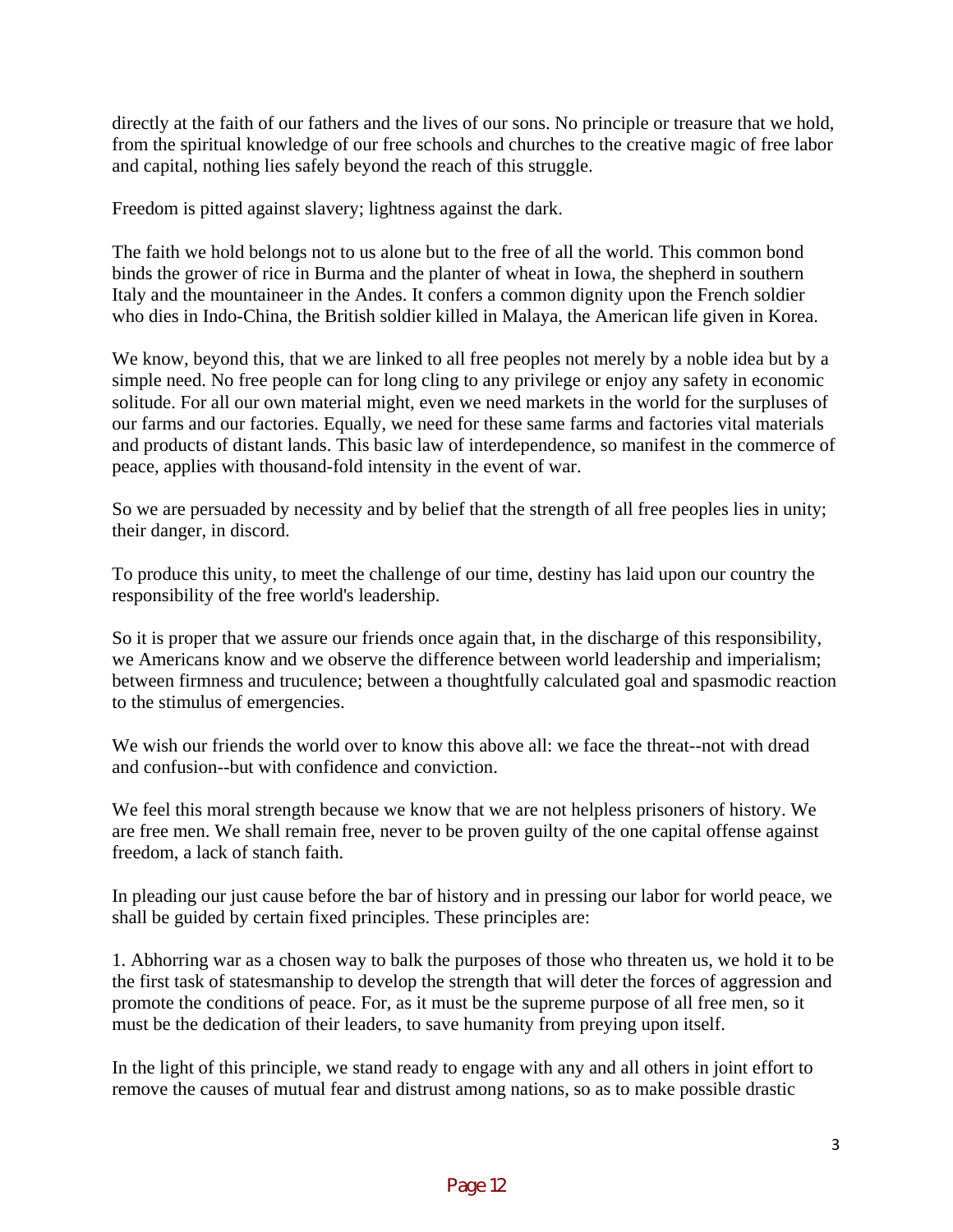directly at the faith of our fathers and the lives of our sons. No principle or treasure that we hold, from the spiritual knowledge of our free schools and churches to the creative magic of free labor and capital, nothing lies safely beyond the reach of this struggle.

Freedom is pitted against slavery; lightness against the dark.

The faith we hold belongs not to us alone but to the free of all the world. This common bond binds the grower of rice in Burma and the planter of wheat in Iowa, the shepherd in southern Italy and the mountaineer in the Andes. It confers a common dignity upon the French soldier who dies in Indo-China, the British soldier killed in Malaya, the American life given in Korea.

We know, beyond this, that we are linked to all free peoples not merely by a noble idea but by a simple need. No free people can for long cling to any privilege or enjoy any safety in economic solitude. For all our own material might, even we need markets in the world for the surpluses of our farms and our factories. Equally, we need for these same farms and factories vital materials and products of distant lands. This basic law of interdependence, so manifest in the commerce of peace, applies with thousand-fold intensity in the event of war.

So we are persuaded by necessity and by belief that the strength of all free peoples lies in unity; their danger, in discord.

To produce this unity, to meet the challenge of our time, destiny has laid upon our country the responsibility of the free world's leadership.

So it is proper that we assure our friends once again that, in the discharge of this responsibility, we Americans know and we observe the difference between world leadership and imperialism; between firmness and truculence; between a thoughtfully calculated goal and spasmodic reaction to the stimulus of emergencies.

We wish our friends the world over to know this above all: we face the threat--not with dread and confusion--but with confidence and conviction.

We feel this moral strength because we know that we are not helpless prisoners of history. We are free men. We shall remain free, never to be proven guilty of the one capital offense against freedom, a lack of stanch faith.

In pleading our just cause before the bar of history and in pressing our labor for world peace, we shall be guided by certain fixed principles. These principles are:

1. Abhorring war as a chosen way to balk the purposes of those who threaten us, we hold it to be the first task of statesmanship to develop the strength that will deter the forces of aggression and promote the conditions of peace. For, as it must be the supreme purpose of all free men, so it must be the dedication of their leaders, to save humanity from preying upon itself.

In the light of this principle, we stand ready to engage with any and all others in joint effort to remove the causes of mutual fear and distrust among nations, so as to make possible drastic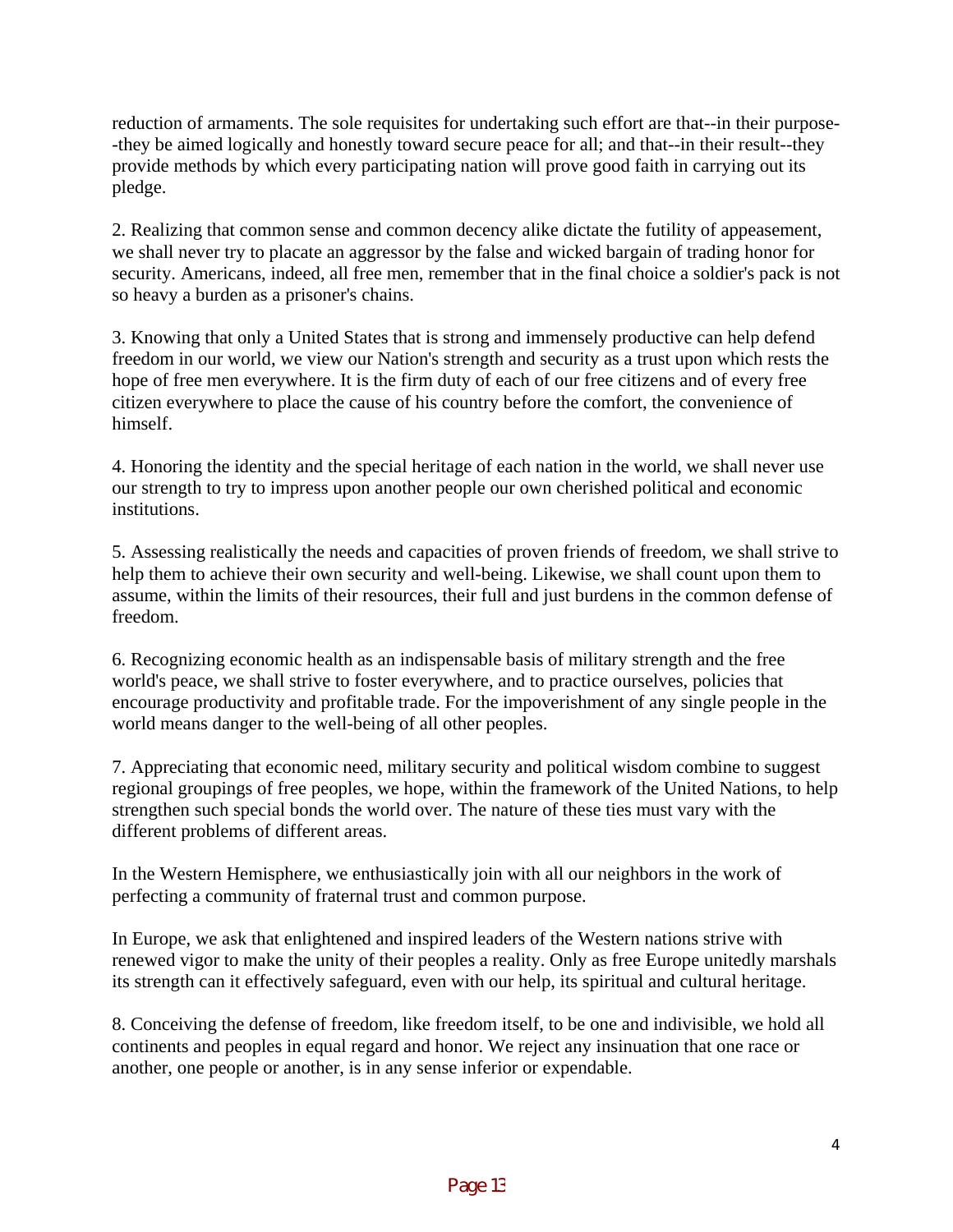reduction of armaments. The sole requisites for undertaking such effort are that--in their purpose--they be aimed logically and honestly toward secure peace for all; and that--in their result--they provide methods by which every participating nation will prove good faith in carrying out its pledge.

2. Realizing that common sense and common decency alike dictate the futility of appeasement, we shall never try to placate an aggressor by the false and wicked bargain of trading honor for security. Americans, indeed, all free men, remember that in the final choice a soldier's pack is not so heavy a burden as a prisoner's chains.

3. Knowing that only a United States that is strong and immensely productive can help defend freedom in our world, we view our Nation's strength and security as a trust upon which rests the hope of free men everywhere. It is the firm duty of each of our free citizens and of every free citizen everywhere to place the cause of his country before the comfort, the convenience of himself.

4. Honoring the identity and the special heritage of each nation in the world, we shall never use our strength to try to impress upon another people our own cherished political and economic institutions.

5. Assessing realistically the needs and capacities of proven friends of freedom, we shall strive to help them to achieve their own security and well-being. Likewise, we shall count upon them to assume, within the limits of their resources, their full and just burdens in the common defense of freedom.

6. Recognizing economic health as an indispensable basis of military strength and the free world's peace, we shall strive to foster everywhere, and to practice ourselves, policies that encourage productivity and profitable trade. For the impoverishment of any single people in the world means danger to the well-being of all other peoples.

7. Appreciating that economic need, military security and political wisdom combine to suggest regional groupings of free peoples, we hope, within the framework of the United Nations, to help strengthen such special bonds the world over. The nature of these ties must vary with the different problems of different areas.

In the Western Hemisphere, we enthusiastically join with all our neighbors in the work of perfecting a community of fraternal trust and common purpose.

In Europe, we ask that enlightened and inspired leaders of the Western nations strive with renewed vigor to make the unity of their peoples a reality. Only as free Europe unitedly marshals its strength can it effectively safeguard, even with our help, its spiritual and cultural heritage.

8. Conceiving the defense of freedom, like freedom itself, to be one and indivisible, we hold all continents and peoples in equal regard and honor. We reject any insinuation that one race or another, one people or another, is in any sense inferior or expendable.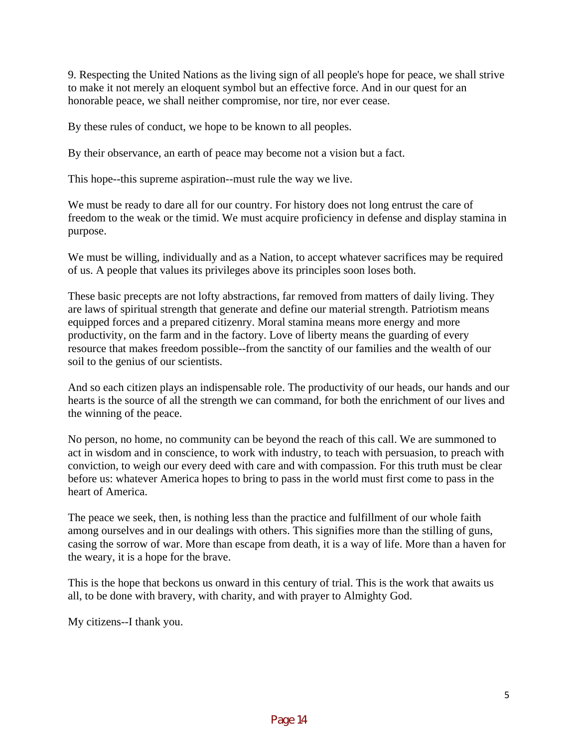9. Respecting the United Nations as the living sign of all people's hope for peace, we shall strive to make it not merely an eloquent symbol but an effective force. And in our quest for an honorable peace, we shall neither compromise, nor tire, nor ever cease.

By these rules of conduct, we hope to be known to all peoples.

By their observance, an earth of peace may become not a vision but a fact.

This hope--this supreme aspiration--must rule the way we live.

We must be ready to dare all for our country. For history does not long entrust the care of freedom to the weak or the timid. We must acquire proficiency in defense and display stamina in purpose.

We must be willing, individually and as a Nation, to accept whatever sacrifices may be required of us. A people that values its privileges above its principles soon loses both.

These basic precepts are not lofty abstractions, far removed from matters of daily living. They are laws of spiritual strength that generate and define our material strength. Patriotism means equipped forces and a prepared citizenry. Moral stamina means more energy and more productivity, on the farm and in the factory. Love of liberty means the guarding of every resource that makes freedom possible--from the sanctity of our families and the wealth of our soil to the genius of our scientists.

And so each citizen plays an indispensable role. The productivity of our heads, our hands and our hearts is the source of all the strength we can command, for both the enrichment of our lives and the winning of the peace.

No person, no home, no community can be beyond the reach of this call. We are summoned to act in wisdom and in conscience, to work with industry, to teach with persuasion, to preach with conviction, to weigh our every deed with care and with compassion. For this truth must be clear before us: whatever America hopes to bring to pass in the world must first come to pass in the heart of America.

The peace we seek, then, is nothing less than the practice and fulfillment of our whole faith among ourselves and in our dealings with others. This signifies more than the stilling of guns, casing the sorrow of war. More than escape from death, it is a way of life. More than a haven for the weary, it is a hope for the brave.

This is the hope that beckons us onward in this century of trial. This is the work that awaits us all, to be done with bravery, with charity, and with prayer to Almighty God.

My citizens--I thank you.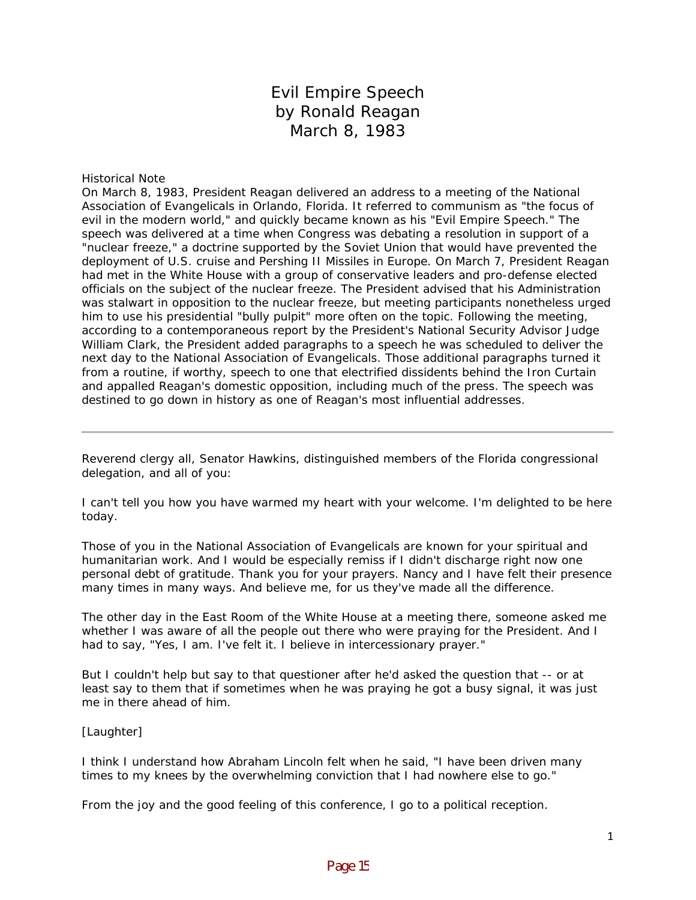# Evil Empire Speech
# by Ronald Reagan
# March 8, 1983

Historical Note
On March 8, 1983, President Reagan delivered an address to a meeting of the National Association of Evangelicals in Orlando, Florida. It referred to communism as "the focus of evil in the modern world," and quickly became known as his "Evil Empire Speech." The speech was delivered at a time when Congress was debating a resolution in support of a "nuclear freeze," a doctrine supported by the Soviet Union that would have prevented the deployment of U.S. cruise and Pershing II Missiles in Europe. On March 7, President Reagan had met in the White House with a group of conservative leaders and pro-defense elected officials on the subject of the nuclear freeze. The President advised that his Administration was stalwart in opposition to the nuclear freeze, but meeting participants nonetheless urged him to use his presidential "bully pulpit" more often on the topic. Following the meeting, according to a contemporaneous report by the President's National Security Advisor Judge William Clark, the President added paragraphs to a speech he was scheduled to deliver the next day to the National Association of Evangelicals. Those additional paragraphs turned it from a routine, if worthy, speech to one that electrified dissidents behind the Iron Curtain and appalled Reagan's domestic opposition, including much of the press. The speech was destined to go down in history as one of Reagan's most influential addresses.

---

Reverend clergy all, Senator Hawkins, distinguished members of the Florida congressional delegation, and all of you:

I can't tell you how you have warmed my heart with your welcome. I'm delighted to be here today.

Those of you in the National Association of Evangelicals are known for your spiritual and humanitarian work. And I would be especially remiss if I didn't discharge right now one personal debt of gratitude. Thank you for your prayers. Nancy and I have felt their presence many times in many ways. And believe me, for us they've made all the difference.

The other day in the East Room of the White House at a meeting there, someone asked me whether I was aware of all the people out there who were praying for the President. And I had to say, "Yes, I am. I've felt it. I believe in intercessionary prayer."

But I couldn't help but say to that questioner after he'd asked the question that -- or at least say to them that if sometimes when he was praying he got a busy signal, it was just me in there ahead of him.

[Laughter]

I think I understand how Abraham Lincoln felt when he said, "I have been driven many times to my knees by the overwhelming conviction that I had nowhere else to go."

From the joy and the good feeling of this conference, I go to a political reception.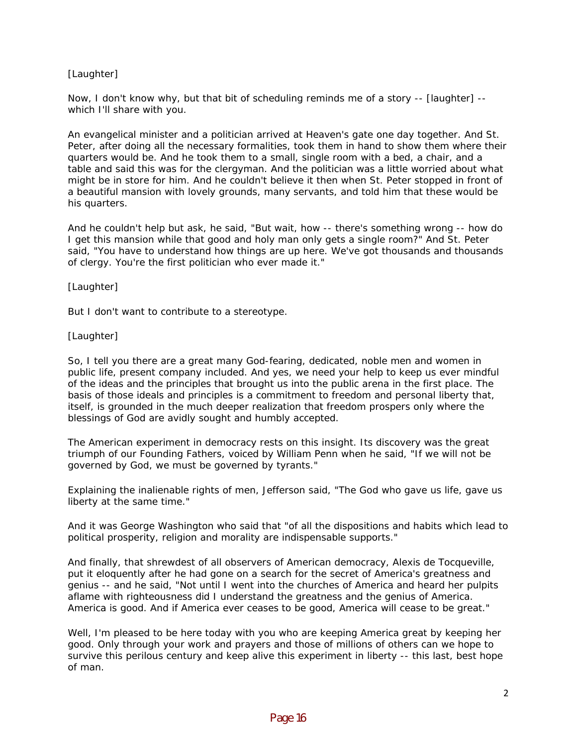[Laughter]

Now, I don't know why, but that bit of scheduling reminds me of a story -- [laughter] -- which I'll share with you.

An evangelical minister and a politician arrived at Heaven's gate one day together. And St. Peter, after doing all the necessary formalities, took them in hand to show them where their quarters would be. And he took them to a small, single room with a bed, a chair, and a table and said this was for the clergyman. And the politician was a little worried about what might be in store for him. And he couldn't believe it then when St. Peter stopped in front of a beautiful mansion with lovely grounds, many servants, and told him that these would be his quarters.

And he couldn't help but ask, he said, "But wait, how -- there's something wrong -- how do I get this mansion while that good and holy man only gets a single room?" And St. Peter said, "You have to understand how things are up here. We've got thousands and thousands of clergy. You're the first politician who ever made it."

[Laughter]

But I don't want to contribute to a stereotype.

[Laughter]

So, I tell you there are a great many God-fearing, dedicated, noble men and women in public life, present company included. And yes, we need your help to keep us ever mindful of the ideas and the principles that brought us into the public arena in the first place. The basis of those ideals and principles is a commitment to freedom and personal liberty that, itself, is grounded in the much deeper realization that freedom prospers only where the blessings of God are avidly sought and humbly accepted.

The American experiment in democracy rests on this insight. Its discovery was the great triumph of our Founding Fathers, voiced by William Penn when he said, "If we will not be governed by God, we must be governed by tyrants."

Explaining the inalienable rights of men, Jefferson said, "The God who gave us life, gave us liberty at the same time."

And it was George Washington who said that "of all the dispositions and habits which lead to political prosperity, religion and morality are indispensable supports."

And finally, that shrewdest of all observers of American democracy, Alexis de Tocqueville, put it eloquently after he had gone on a search for the secret of America's greatness and genius -- and he said, "Not until I went into the churches of America and heard her pulpits aflame with righteousness did I understand the greatness and the genius of America. America is good. And if America ever ceases to be good, America will cease to be great."

Well, I'm pleased to be here today with you who are keeping America great by keeping her good. Only through your work and prayers and those of millions of others can we hope to survive this perilous century and keep alive this experiment in liberty -- this last, best hope of man.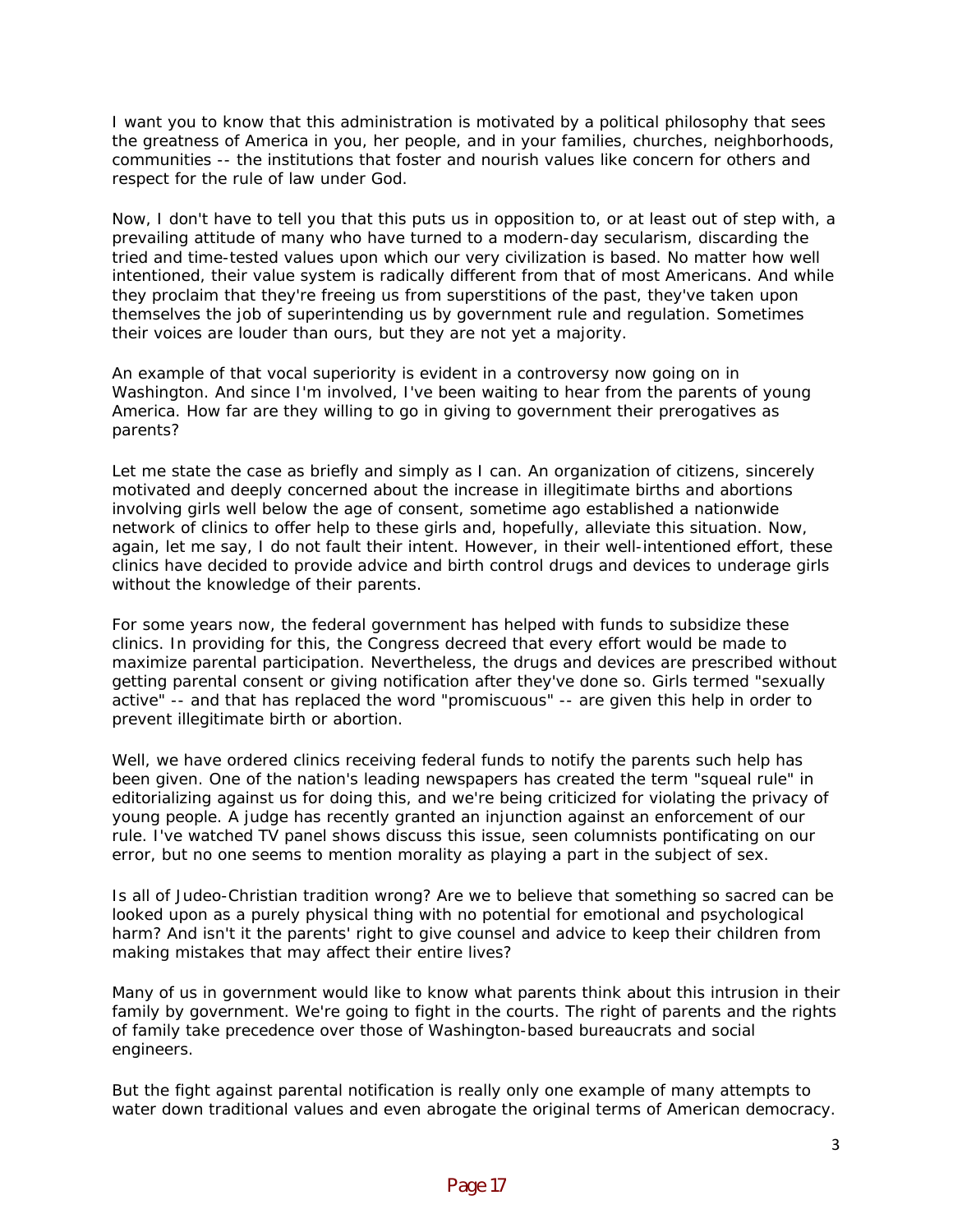I want you to know that this administration is motivated by a political philosophy that sees the greatness of America in you, her people, and in your families, churches, neighborhoods, communities -- the institutions that foster and nourish values like concern for others and respect for the rule of law under God.

Now, I don't have to tell you that this puts us in opposition to, or at least out of step with, a prevailing attitude of many who have turned to a modern-day secularism, discarding the tried and time-tested values upon which our very civilization is based. No matter how well intentioned, their value system is radically different from that of most Americans. And while they proclaim that they're freeing us from superstitions of the past, they've taken upon themselves the job of superintending us by government rule and regulation. Sometimes their voices are louder than ours, but they are not yet a majority.

An example of that vocal superiority is evident in a controversy now going on in Washington. And since I'm involved, I've been waiting to hear from the parents of young America. How far are they willing to go in giving to government their prerogatives as parents?

Let me state the case as briefly and simply as I can. An organization of citizens, sincerely motivated and deeply concerned about the increase in illegitimate births and abortions involving girls well below the age of consent, sometime ago established a nationwide network of clinics to offer help to these girls and, hopefully, alleviate this situation. Now, again, let me say, I do not fault their intent. However, in their well-intentioned effort, these clinics have decided to provide advice and birth control drugs and devices to underage girls without the knowledge of their parents.

For some years now, the federal government has helped with funds to subsidize these clinics. In providing for this, the Congress decreed that every effort would be made to maximize parental participation. Nevertheless, the drugs and devices are prescribed without getting parental consent or giving notification after they've done so. Girls termed "sexually active" -- and that has replaced the word "promiscuous" -- are given this help in order to prevent illegitimate birth or abortion.

Well, we have ordered clinics receiving federal funds to notify the parents such help has been given. One of the nation's leading newspapers has created the term "squeal rule" in editorializing against us for doing this, and we're being criticized for violating the privacy of young people. A judge has recently granted an injunction against an enforcement of our rule. I've watched TV panel shows discuss this issue, seen columnists pontificating on our error, but no one seems to mention morality as playing a part in the subject of sex.

Is all of Judeo-Christian tradition wrong? Are we to believe that something so sacred can be looked upon as a purely physical thing with no potential for emotional and psychological harm? And isn't it the parents' right to give counsel and advice to keep their children from making mistakes that may affect their entire lives?

Many of us in government would like to know what parents think about this intrusion in their family by government. We're going to fight in the courts. The right of parents and the rights of family take precedence over those of Washington-based bureaucrats and social engineers.

But the fight against parental notification is really only one example of many attempts to water down traditional values and even abrogate the original terms of American democracy.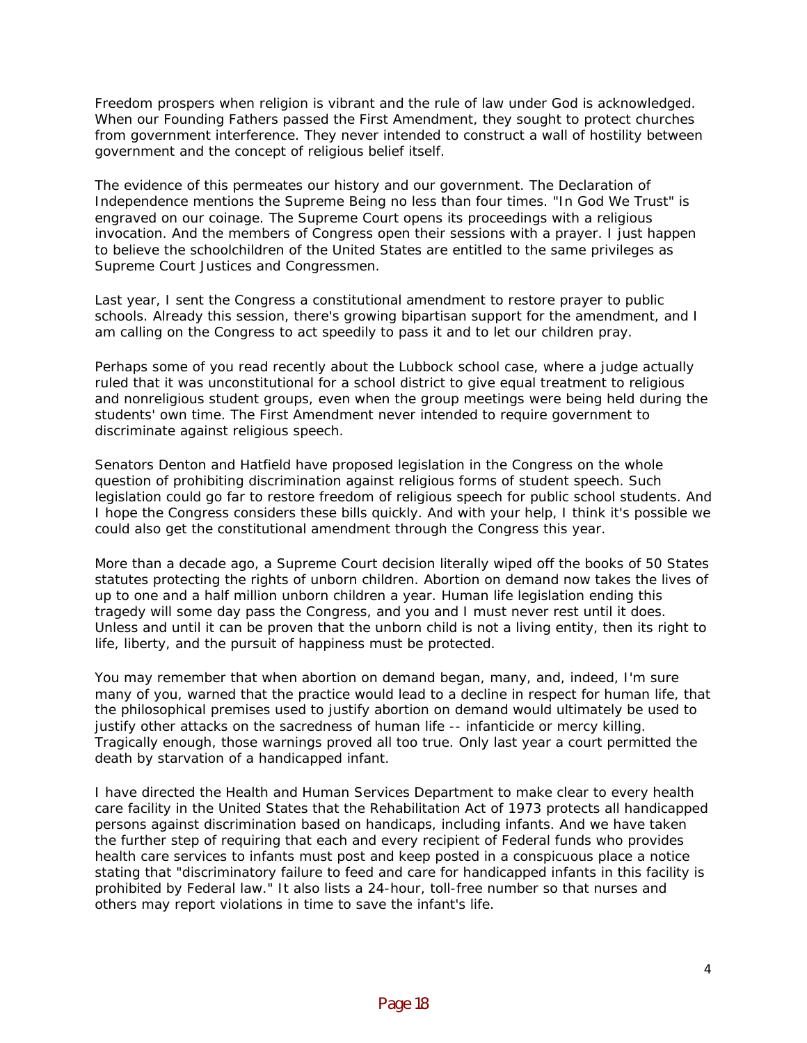Freedom prospers when religion is vibrant and the rule of law under God is acknowledged. When our Founding Fathers passed the First Amendment, they sought to protect churches from government interference. They never intended to construct a wall of hostility between government and the concept of religious belief itself.

The evidence of this permeates our history and our government. The Declaration of Independence mentions the Supreme Being no less than four times. "In God We Trust" is engraved on our coinage. The Supreme Court opens its proceedings with a religious invocation. And the members of Congress open their sessions with a prayer. I just happen to believe the schoolchildren of the United States are entitled to the same privileges as Supreme Court Justices and Congressmen.

Last year, I sent the Congress a constitutional amendment to restore prayer to public schools. Already this session, there's growing bipartisan support for the amendment, and I am calling on the Congress to act speedily to pass it and to let our children pray.

Perhaps some of you read recently about the Lubbock school case, where a judge actually ruled that it was unconstitutional for a school district to give equal treatment to religious and nonreligious student groups, even when the group meetings were being held during the students' own time. The First Amendment never intended to require government to discriminate against religious speech.

Senators Denton and Hatfield have proposed legislation in the Congress on the whole question of prohibiting discrimination against religious forms of student speech. Such legislation could go far to restore freedom of religious speech for public school students. And I hope the Congress considers these bills quickly. And with your help, I think it's possible we could also get the constitutional amendment through the Congress this year.

More than a decade ago, a Supreme Court decision literally wiped off the books of 50 States statutes protecting the rights of unborn children. Abortion on demand now takes the lives of up to one and a half million unborn children a year. Human life legislation ending this tragedy will some day pass the Congress, and you and I must never rest until it does. Unless and until it can be proven that the unborn child is not a living entity, then its right to life, liberty, and the pursuit of happiness must be protected.

You may remember that when abortion on demand began, many, and, indeed, I'm sure many of you, warned that the practice would lead to a decline in respect for human life, that the philosophical premises used to justify abortion on demand would ultimately be used to justify other attacks on the sacredness of human life -- infanticide or mercy killing. Tragically enough, those warnings proved all too true. Only last year a court permitted the death by starvation of a handicapped infant.

I have directed the Health and Human Services Department to make clear to every health care facility in the United States that the Rehabilitation Act of 1973 protects all handicapped persons against discrimination based on handicaps, including infants. And we have taken the further step of requiring that each and every recipient of Federal funds who provides health care services to infants must post and keep posted in a conspicuous place a notice stating that "discriminatory failure to feed and care for handicapped infants in this facility is prohibited by Federal law." It also lists a 24-hour, toll-free number so that nurses and others may report violations in time to save the infant's life.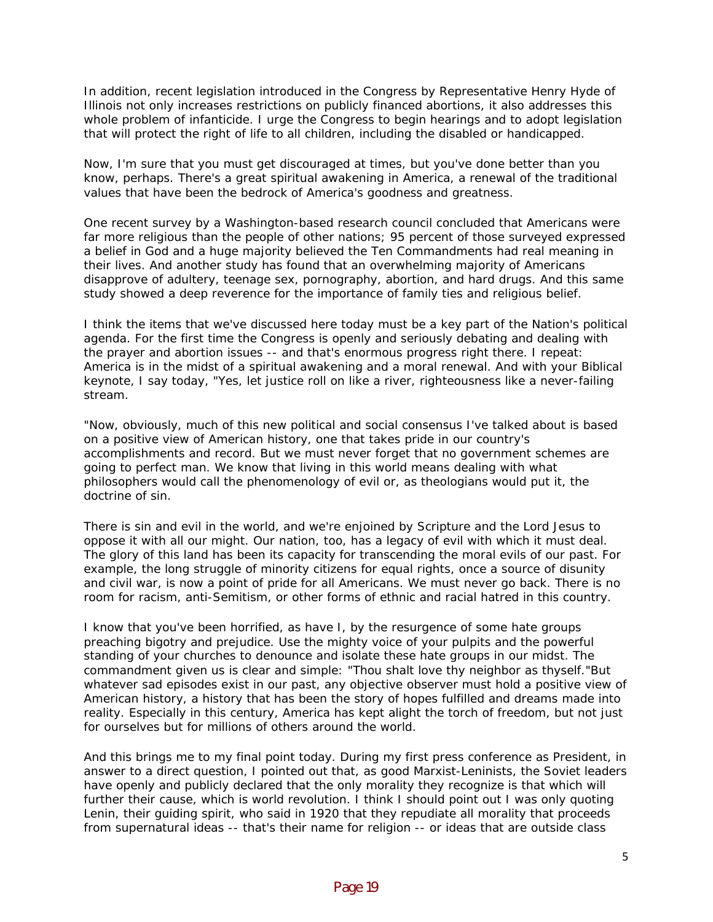In addition, recent legislation introduced in the Congress by Representative Henry Hyde of Illinois not only increases restrictions on publicly financed abortions, it also addresses this whole problem of infanticide. I urge the Congress to begin hearings and to adopt legislation that will protect the right of life to all children, including the disabled or handicapped.

Now, I'm sure that you must get discouraged at times, but you've done better than you know, perhaps. There's a great spiritual awakening in America, a renewal of the traditional values that have been the bedrock of America's goodness and greatness.

One recent survey by a Washington-based research council concluded that Americans were far more religious than the people of other nations; 95 percent of those surveyed expressed a belief in God and a huge majority believed the Ten Commandments had real meaning in their lives. And another study has found that an overwhelming majority of Americans disapprove of adultery, teenage sex, pornography, abortion, and hard drugs. And this same study showed a deep reverence for the importance of family ties and religious belief.

I think the items that we've discussed here today must be a key part of the Nation's political agenda. For the first time the Congress is openly and seriously debating and dealing with the prayer and abortion issues -- and that's enormous progress right there. I repeat: America is in the midst of a spiritual awakening and a moral renewal. And with your Biblical keynote, I say today, "Yes, let justice roll on like a river, righteousness like a never-failing stream.

"Now, obviously, much of this new political and social consensus I've talked about is based on a positive view of American history, one that takes pride in our country's accomplishments and record. But we must never forget that no government schemes are going to perfect man. We know that living in this world means dealing with what philosophers would call the phenomenology of evil or, as theologians would put it, the doctrine of sin.

There is sin and evil in the world, and we're enjoined by Scripture and the Lord Jesus to oppose it with all our might. Our nation, too, has a legacy of evil with which it must deal. The glory of this land has been its capacity for transcending the moral evils of our past. For example, the long struggle of minority citizens for equal rights, once a source of disunity and civil war, is now a point of pride for all Americans. We must never go back. There is no room for racism, anti-Semitism, or other forms of ethnic and racial hatred in this country.

I know that you've been horrified, as have I, by the resurgence of some hate groups preaching bigotry and prejudice. Use the mighty voice of your pulpits and the powerful standing of your churches to denounce and isolate these hate groups in our midst. The commandment given us is clear and simple: "Thou shalt love thy neighbor as thyself."But whatever sad episodes exist in our past, any objective observer must hold a positive view of American history, a history that has been the story of hopes fulfilled and dreams made into reality. Especially in this century, America has kept alight the torch of freedom, but not just for ourselves but for millions of others around the world.

And this brings me to my final point today. During my first press conference as President, in answer to a direct question, I pointed out that, as good Marxist-Leninists, the Soviet leaders have openly and publicly declared that the only morality they recognize is that which will further their cause, which is world revolution. I think I should point out I was only quoting Lenin, their guiding spirit, who said in 1920 that they repudiate all morality that proceeds from supernatural ideas -- that's their name for religion -- or ideas that are outside class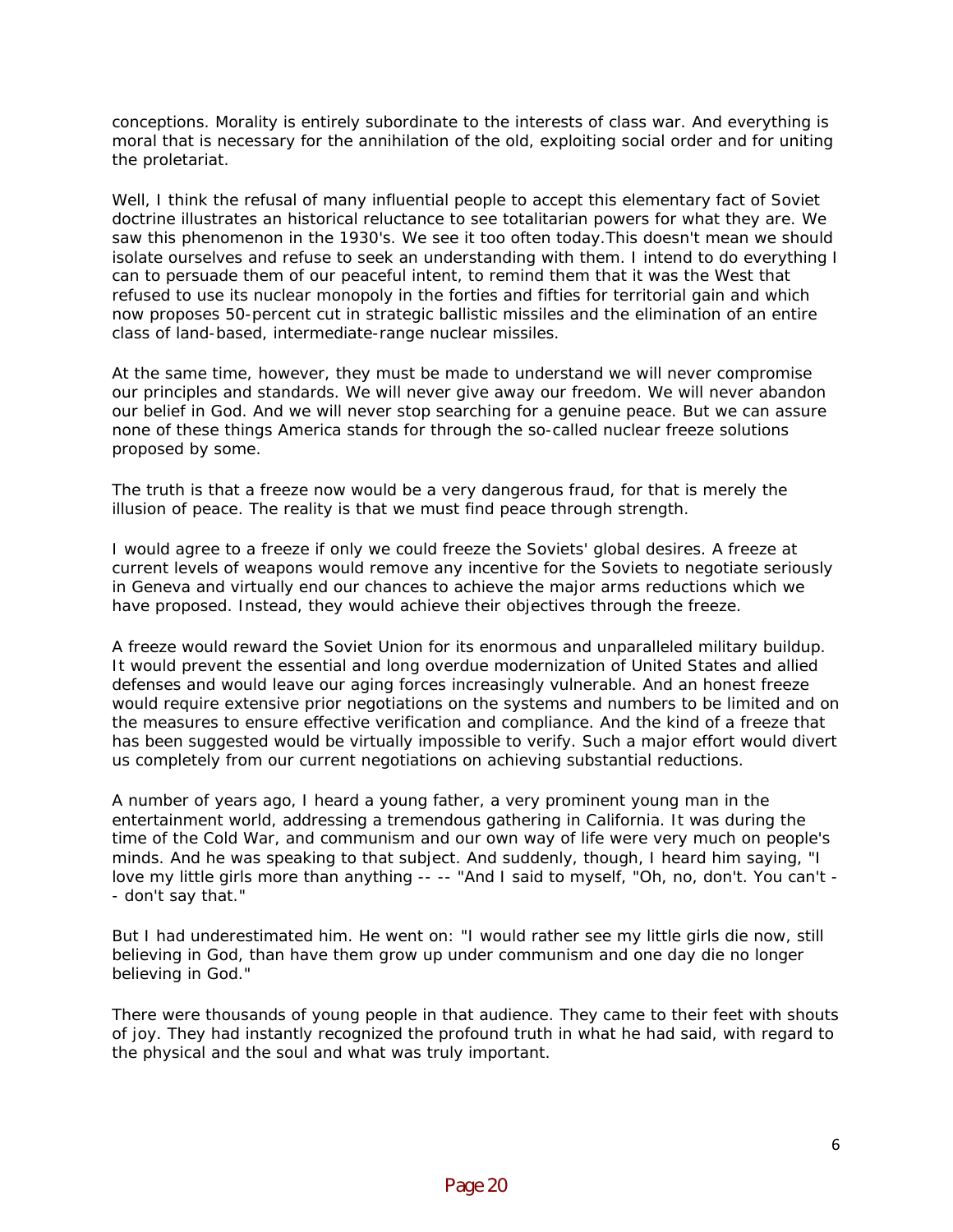conceptions. Morality is entirely subordinate to the interests of class war. And everything is moral that is necessary for the annihilation of the old, exploiting social order and for uniting the proletariat.

Well, I think the refusal of many influential people to accept this elementary fact of Soviet doctrine illustrates an historical reluctance to see totalitarian powers for what they are. We saw this phenomenon in the 1930's. We see it too often today.This doesn't mean we should isolate ourselves and refuse to seek an understanding with them. I intend to do everything I can to persuade them of our peaceful intent, to remind them that it was the West that refused to use its nuclear monopoly in the forties and fifties for territorial gain and which now proposes 50-percent cut in strategic ballistic missiles and the elimination of an entire class of land-based, intermediate-range nuclear missiles.

At the same time, however, they must be made to understand we will never compromise our principles and standards. We will never give away our freedom. We will never abandon our belief in God. And we will never stop searching for a genuine peace. But we can assure none of these things America stands for through the so-called nuclear freeze solutions proposed by some.

The truth is that a freeze now would be a very dangerous fraud, for that is merely the illusion of peace. The reality is that we must find peace through strength.

I would agree to a freeze if only we could freeze the Soviets' global desires. A freeze at current levels of weapons would remove any incentive for the Soviets to negotiate seriously in Geneva and virtually end our chances to achieve the major arms reductions which we have proposed. Instead, they would achieve their objectives through the freeze.

A freeze would reward the Soviet Union for its enormous and unparalleled military buildup. It would prevent the essential and long overdue modernization of United States and allied defenses and would leave our aging forces increasingly vulnerable. And an honest freeze would require extensive prior negotiations on the systems and numbers to be limited and on the measures to ensure effective verification and compliance. And the kind of a freeze that has been suggested would be virtually impossible to verify. Such a major effort would divert us completely from our current negotiations on achieving substantial reductions.

A number of years ago, I heard a young father, a very prominent young man in the entertainment world, addressing a tremendous gathering in California. It was during the time of the Cold War, and communism and our own way of life were very much on people's minds. And he was speaking to that subject. And suddenly, though, I heard him saying, "I love my little girls more than anything -- -- "And I said to myself, "Oh, no, don't. You can't -- don't say that."

But I had underestimated him. He went on: "I would rather see my little girls die now, still believing in God, than have them grow up under communism and one day die no longer believing in God."

There were thousands of young people in that audience. They came to their feet with shouts of joy. They had instantly recognized the profound truth in what he had said, with regard to the physical and the soul and what was truly important.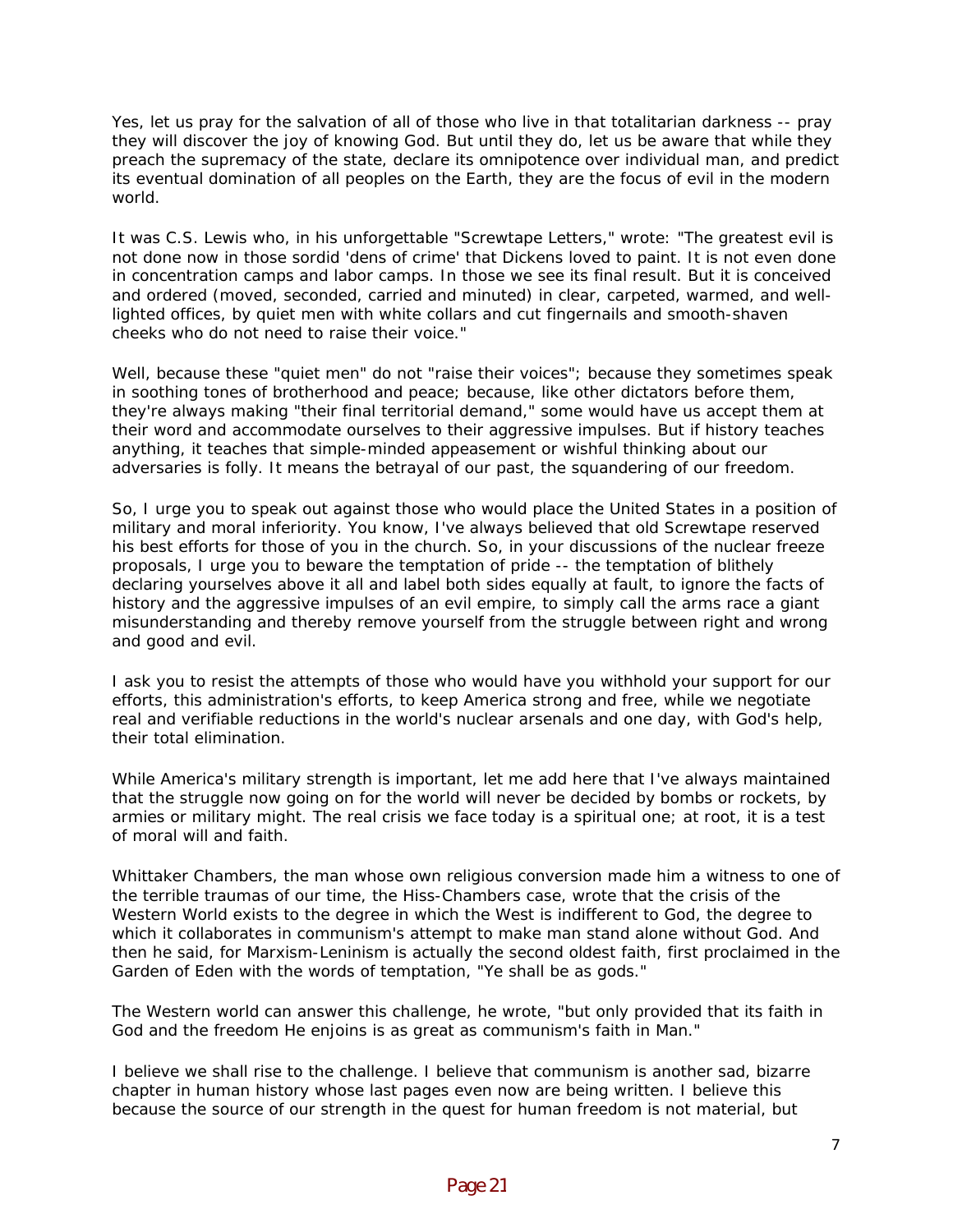Yes, let us pray for the salvation of all of those who live in that totalitarian darkness -- pray they will discover the joy of knowing God. But until they do, let us be aware that while they preach the supremacy of the state, declare its omnipotence over individual man, and predict its eventual domination of all peoples on the Earth, they are the focus of evil in the modern world.

It was C.S. Lewis who, in his unforgettable "Screwtape Letters," wrote: "The greatest evil is not done now in those sordid 'dens of crime' that Dickens loved to paint. It is not even done in concentration camps and labor camps. In those we see its final result. But it is conceived and ordered (moved, seconded, carried and minuted) in clear, carpeted, warmed, and well-lighted offices, by quiet men with white collars and cut fingernails and smooth-shaven cheeks who do not need to raise their voice."

Well, because these "quiet men" do not "raise their voices"; because they sometimes speak in soothing tones of brotherhood and peace; because, like other dictators before them, they're always making "their final territorial demand," some would have us accept them at their word and accommodate ourselves to their aggressive impulses. But if history teaches anything, it teaches that simple-minded appeasement or wishful thinking about our adversaries is folly. It means the betrayal of our past, the squandering of our freedom.

So, I urge you to speak out against those who would place the United States in a position of military and moral inferiority. You know, I've always believed that old Screwtape reserved his best efforts for those of you in the church. So, in your discussions of the nuclear freeze proposals, I urge you to beware the temptation of pride -- the temptation of blithely declaring yourselves above it all and label both sides equally at fault, to ignore the facts of history and the aggressive impulses of an evil empire, to simply call the arms race a giant misunderstanding and thereby remove yourself from the struggle between right and wrong and good and evil.

I ask you to resist the attempts of those who would have you withhold your support for our efforts, this administration's efforts, to keep America strong and free, while we negotiate real and verifiable reductions in the world's nuclear arsenals and one day, with God's help, their total elimination.

While America's military strength is important, let me add here that I've always maintained that the struggle now going on for the world will never be decided by bombs or rockets, by armies or military might. The real crisis we face today is a spiritual one; at root, it is a test of moral will and faith.

Whittaker Chambers, the man whose own religious conversion made him a witness to one of the terrible traumas of our time, the Hiss-Chambers case, wrote that the crisis of the Western World exists to the degree in which the West is indifferent to God, the degree to which it collaborates in communism's attempt to make man stand alone without God. And then he said, for Marxism-Leninism is actually the second oldest faith, first proclaimed in the Garden of Eden with the words of temptation, "Ye shall be as gods."

The Western world can answer this challenge, he wrote, "but only provided that its faith in God and the freedom He enjoins is as great as communism's faith in Man."

I believe we shall rise to the challenge. I believe that communism is another sad, bizarre chapter in human history whose last pages even now are being written. I believe this because the source of our strength in the quest for human freedom is not material, but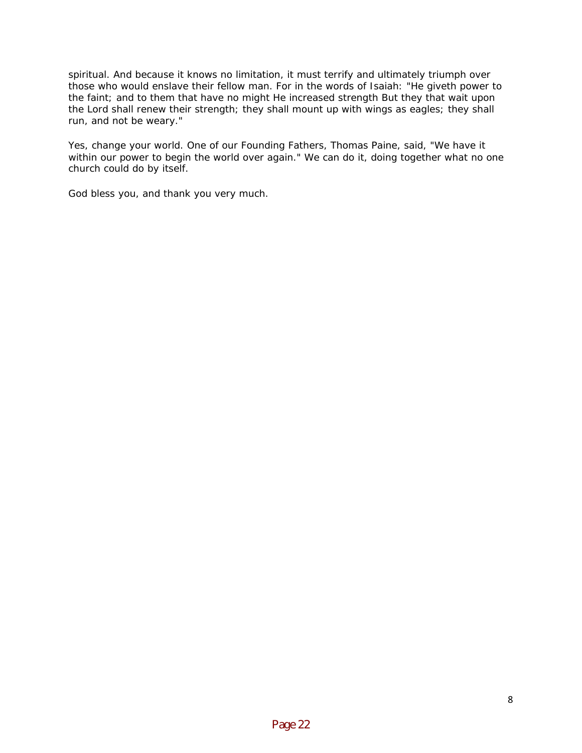spiritual. And because it knows no limitation, it must terrify and ultimately triumph over those who would enslave their fellow man. For in the words of Isaiah: "He giveth power to the faint; and to them that have no might He increased strength But they that wait upon the Lord shall renew their strength; they shall mount up with wings as eagles; they shall run, and not be weary."

Yes, change your world. One of our Founding Fathers, Thomas Paine, said, "We have it within our power to begin the world over again." We can do it, doing together what no one church could do by itself.

God bless you, and thank you very much.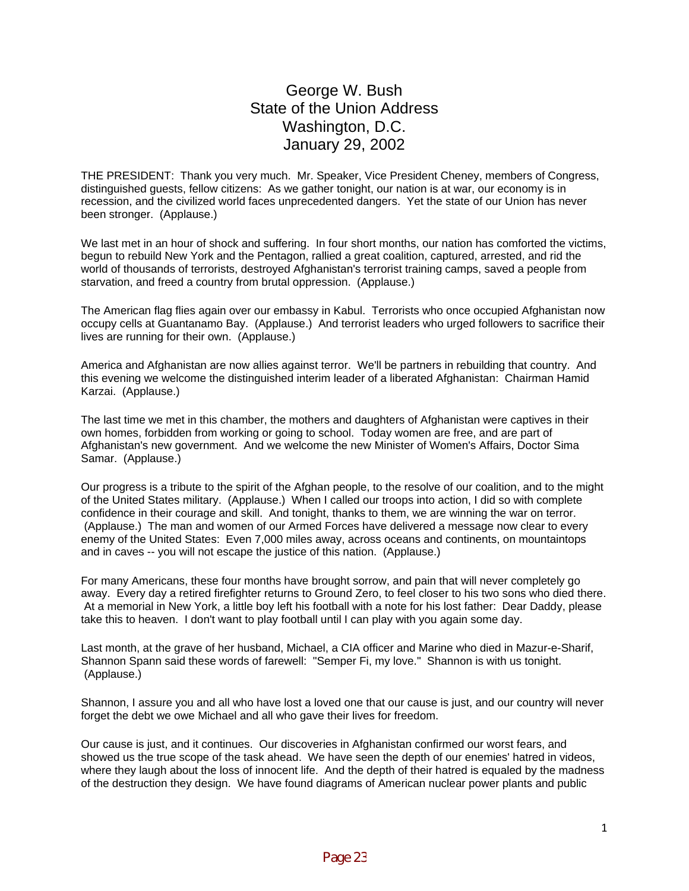# George W. Bush
# State of the Union Address
# Washington, D.C.
# January 29, 2002

THE PRESIDENT: Thank you very much. Mr. Speaker, Vice President Cheney, members of Congress, distinguished guests, fellow citizens: As we gather tonight, our nation is at war, our economy is in recession, and the civilized world faces unprecedented dangers. Yet the state of our Union has never been stronger. (Applause.)

We last met in an hour of shock and suffering. In four short months, our nation has comforted the victims, begun to rebuild New York and the Pentagon, rallied a great coalition, captured, arrested, and rid the world of thousands of terrorists, destroyed Afghanistan's terrorist training camps, saved a people from starvation, and freed a country from brutal oppression. (Applause.)

The American flag flies again over our embassy in Kabul. Terrorists who once occupied Afghanistan now occupy cells at Guantanamo Bay. (Applause.) And terrorist leaders who urged followers to sacrifice their lives are running for their own. (Applause.)

America and Afghanistan are now allies against terror. We'll be partners in rebuilding that country. And this evening we welcome the distinguished interim leader of a liberated Afghanistan: Chairman Hamid Karzai. (Applause.)

The last time we met in this chamber, the mothers and daughters of Afghanistan were captives in their own homes, forbidden from working or going to school. Today women are free, and are part of Afghanistan's new government. And we welcome the new Minister of Women's Affairs, Doctor Sima Samar. (Applause.)

Our progress is a tribute to the spirit of the Afghan people, to the resolve of our coalition, and to the might of the United States military. (Applause.) When I called our troops into action, I did so with complete confidence in their courage and skill. And tonight, thanks to them, we are winning the war on terror. (Applause.) The man and women of our Armed Forces have delivered a message now clear to every enemy of the United States: Even 7,000 miles away, across oceans and continents, on mountaintops and in caves -- you will not escape the justice of this nation. (Applause.)

For many Americans, these four months have brought sorrow, and pain that will never completely go away. Every day a retired firefighter returns to Ground Zero, to feel closer to his two sons who died there. At a memorial in New York, a little boy left his football with a note for his lost father: Dear Daddy, please take this to heaven. I don't want to play football until I can play with you again some day.

Last month, at the grave of her husband, Michael, a CIA officer and Marine who died in Mazur-e-Sharif, Shannon Spann said these words of farewell: "Semper Fi, my love." Shannon is with us tonight. (Applause.)

Shannon, I assure you and all who have lost a loved one that our cause is just, and our country will never forget the debt we owe Michael and all who gave their lives for freedom.

Our cause is just, and it continues. Our discoveries in Afghanistan confirmed our worst fears, and showed us the true scope of the task ahead. We have seen the depth of our enemies' hatred in videos, where they laugh about the loss of innocent life. And the depth of their hatred is equaled by the madness of the destruction they design. We have found diagrams of American nuclear power plants and public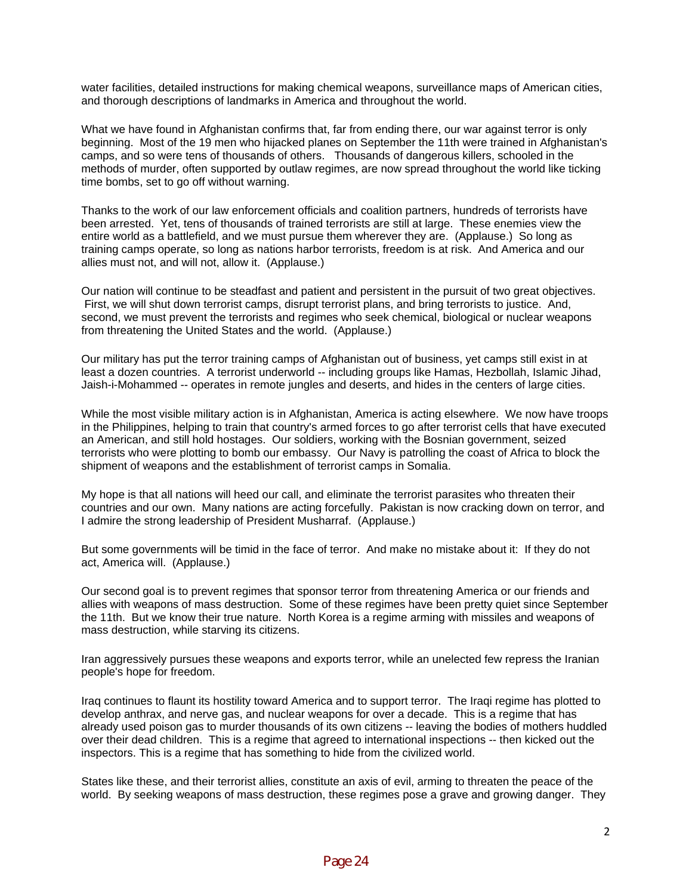water facilities, detailed instructions for making chemical weapons, surveillance maps of American cities, and thorough descriptions of landmarks in America and throughout the world.

What we have found in Afghanistan confirms that, far from ending there, our war against terror is only beginning. Most of the 19 men who hijacked planes on September the 11th were trained in Afghanistan's camps, and so were tens of thousands of others. Thousands of dangerous killers, schooled in the methods of murder, often supported by outlaw regimes, are now spread throughout the world like ticking time bombs, set to go off without warning.

Thanks to the work of our law enforcement officials and coalition partners, hundreds of terrorists have been arrested. Yet, tens of thousands of trained terrorists are still at large. These enemies view the entire world as a battlefield, and we must pursue them wherever they are. (Applause.) So long as training camps operate, so long as nations harbor terrorists, freedom is at risk. And America and our allies must not, and will not, allow it. (Applause.)

Our nation will continue to be steadfast and patient and persistent in the pursuit of two great objectives. First, we will shut down terrorist camps, disrupt terrorist plans, and bring terrorists to justice. And, second, we must prevent the terrorists and regimes who seek chemical, biological or nuclear weapons from threatening the United States and the world. (Applause.)

Our military has put the terror training camps of Afghanistan out of business, yet camps still exist in at least a dozen countries. A terrorist underworld -- including groups like Hamas, Hezbollah, Islamic Jihad, Jaish-i-Mohammed -- operates in remote jungles and deserts, and hides in the centers of large cities.

While the most visible military action is in Afghanistan, America is acting elsewhere. We now have troops in the Philippines, helping to train that country's armed forces to go after terrorist cells that have executed an American, and still hold hostages. Our soldiers, working with the Bosnian government, seized terrorists who were plotting to bomb our embassy. Our Navy is patrolling the coast of Africa to block the shipment of weapons and the establishment of terrorist camps in Somalia.

My hope is that all nations will heed our call, and eliminate the terrorist parasites who threaten their countries and our own. Many nations are acting forcefully. Pakistan is now cracking down on terror, and I admire the strong leadership of President Musharraf. (Applause.)

But some governments will be timid in the face of terror. And make no mistake about it: If they do not act, America will. (Applause.)

Our second goal is to prevent regimes that sponsor terror from threatening America or our friends and allies with weapons of mass destruction. Some of these regimes have been pretty quiet since September the 11th. But we know their true nature. North Korea is a regime arming with missiles and weapons of mass destruction, while starving its citizens.

Iran aggressively pursues these weapons and exports terror, while an unelected few repress the Iranian people's hope for freedom.

Iraq continues to flaunt its hostility toward America and to support terror. The Iraqi regime has plotted to develop anthrax, and nerve gas, and nuclear weapons for over a decade. This is a regime that has already used poison gas to murder thousands of its own citizens -- leaving the bodies of mothers huddled over their dead children. This is a regime that agreed to international inspections -- then kicked out the inspectors. This is a regime that has something to hide from the civilized world.

States like these, and their terrorist allies, constitute an axis of evil, arming to threaten the peace of the world. By seeking weapons of mass destruction, these regimes pose a grave and growing danger. They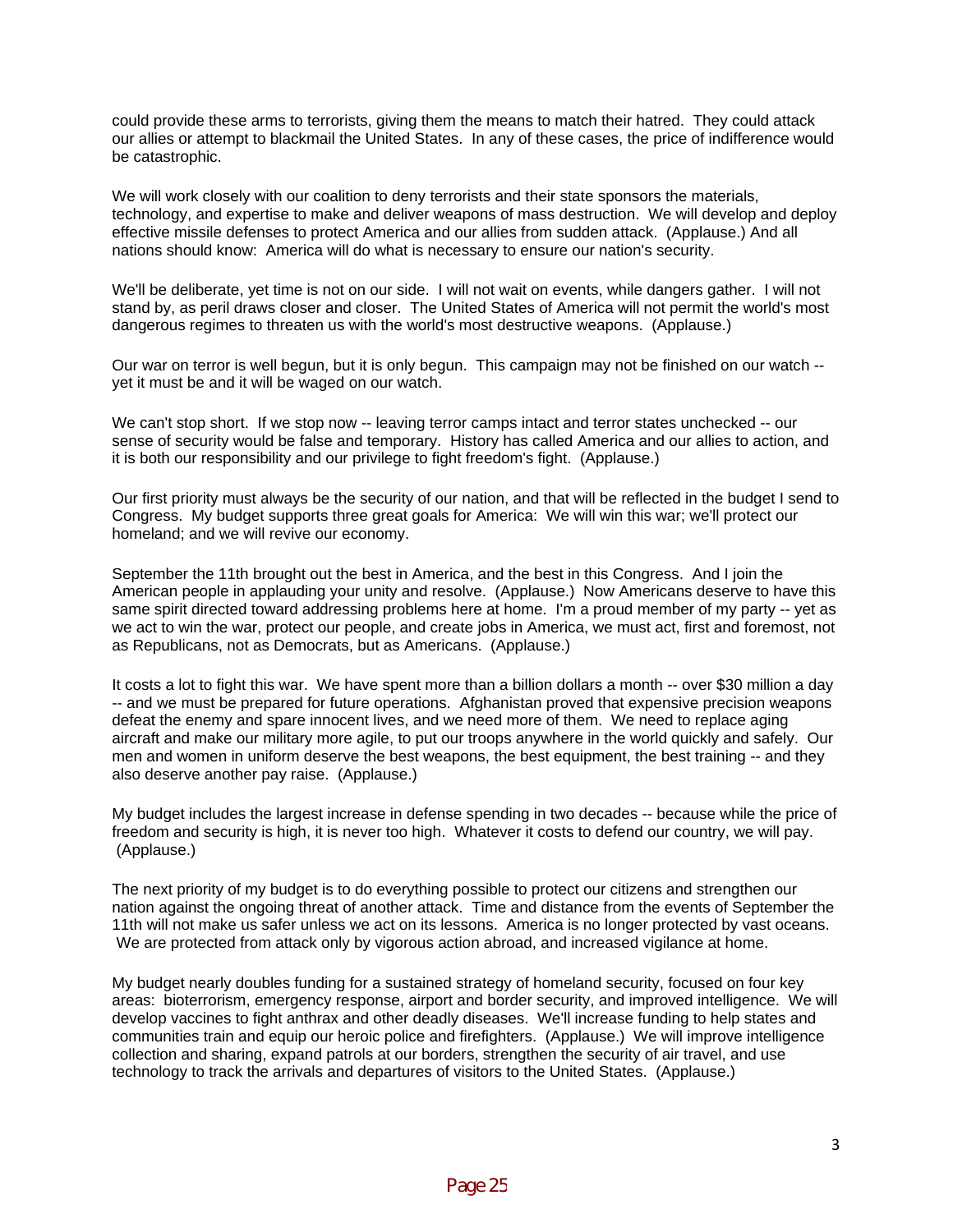could provide these arms to terrorists, giving them the means to match their hatred. They could attack our allies or attempt to blackmail the United States. In any of these cases, the price of indifference would be catastrophic.

We will work closely with our coalition to deny terrorists and their state sponsors the materials, technology, and expertise to make and deliver weapons of mass destruction. We will develop and deploy effective missile defenses to protect America and our allies from sudden attack. (Applause.) And all nations should know: America will do what is necessary to ensure our nation's security.

We'll be deliberate, yet time is not on our side. I will not wait on events, while dangers gather. I will not stand by, as peril draws closer and closer. The United States of America will not permit the world's most dangerous regimes to threaten us with the world's most destructive weapons. (Applause.)

Our war on terror is well begun, but it is only begun. This campaign may not be finished on our watch -- yet it must be and it will be waged on our watch.

We can't stop short. If we stop now -- leaving terror camps intact and terror states unchecked -- our sense of security would be false and temporary. History has called America and our allies to action, and it is both our responsibility and our privilege to fight freedom's fight. (Applause.)

Our first priority must always be the security of our nation, and that will be reflected in the budget I send to Congress. My budget supports three great goals for America: We will win this war; we'll protect our homeland; and we will revive our economy.

September the 11th brought out the best in America, and the best in this Congress. And I join the American people in applauding your unity and resolve. (Applause.) Now Americans deserve to have this same spirit directed toward addressing problems here at home. I'm a proud member of my party -- yet as we act to win the war, protect our people, and create jobs in America, we must act, first and foremost, not as Republicans, not as Democrats, but as Americans. (Applause.)

It costs a lot to fight this war. We have spent more than a billion dollars a month -- over $30 million a day -- and we must be prepared for future operations. Afghanistan proved that expensive precision weapons defeat the enemy and spare innocent lives, and we need more of them. We need to replace aging aircraft and make our military more agile, to put our troops anywhere in the world quickly and safely. Our men and women in uniform deserve the best weapons, the best equipment, the best training -- and they also deserve another pay raise. (Applause.)

My budget includes the largest increase in defense spending in two decades -- because while the price of freedom and security is high, it is never too high. Whatever it costs to defend our country, we will pay. (Applause.)

The next priority of my budget is to do everything possible to protect our citizens and strengthen our nation against the ongoing threat of another attack. Time and distance from the events of September the 11th will not make us safer unless we act on its lessons. America is no longer protected by vast oceans. We are protected from attack only by vigorous action abroad, and increased vigilance at home.

My budget nearly doubles funding for a sustained strategy of homeland security, focused on four key areas: bioterrorism, emergency response, airport and border security, and improved intelligence. We will develop vaccines to fight anthrax and other deadly diseases. We'll increase funding to help states and communities train and equip our heroic police and firefighters. (Applause.) We will improve intelligence collection and sharing, expand patrols at our borders, strengthen the security of air travel, and use technology to track the arrivals and departures of visitors to the United States. (Applause.)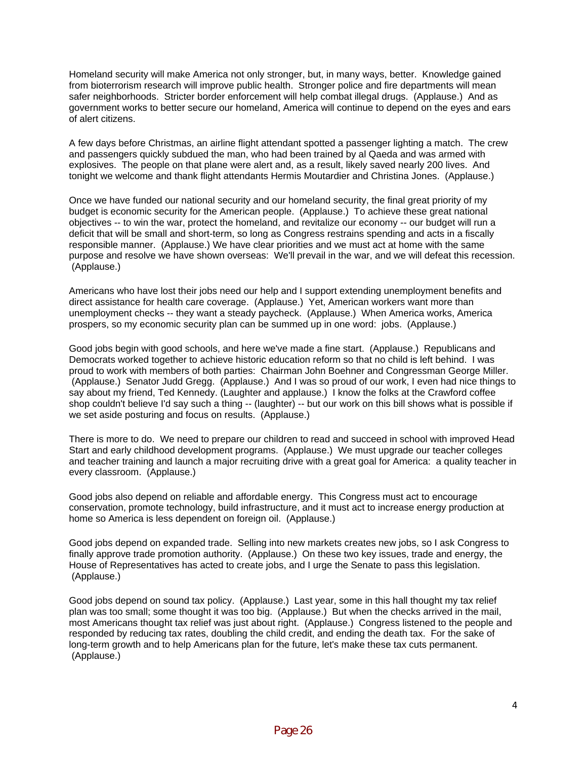Homeland security will make America not only stronger, but, in many ways, better. Knowledge gained from bioterrorism research will improve public health. Stronger police and fire departments will mean safer neighborhoods. Stricter border enforcement will help combat illegal drugs. (Applause.) And as government works to better secure our homeland, America will continue to depend on the eyes and ears of alert citizens.

A few days before Christmas, an airline flight attendant spotted a passenger lighting a match. The crew and passengers quickly subdued the man, who had been trained by al Qaeda and was armed with explosives. The people on that plane were alert and, as a result, likely saved nearly 200 lives. And tonight we welcome and thank flight attendants Hermis Moutardier and Christina Jones. (Applause.)

Once we have funded our national security and our homeland security, the final great priority of my budget is economic security for the American people. (Applause.) To achieve these great national objectives -- to win the war, protect the homeland, and revitalize our economy -- our budget will run a deficit that will be small and short-term, so long as Congress restrains spending and acts in a fiscally responsible manner. (Applause.) We have clear priorities and we must act at home with the same purpose and resolve we have shown overseas: We'll prevail in the war, and we will defeat this recession. (Applause.)

Americans who have lost their jobs need our help and I support extending unemployment benefits and direct assistance for health care coverage. (Applause.) Yet, American workers want more than unemployment checks -- they want a steady paycheck. (Applause.) When America works, America prospers, so my economic security plan can be summed up in one word: jobs. (Applause.)

Good jobs begin with good schools, and here we've made a fine start. (Applause.) Republicans and Democrats worked together to achieve historic education reform so that no child is left behind. I was proud to work with members of both parties: Chairman John Boehner and Congressman George Miller. (Applause.) Senator Judd Gregg. (Applause.) And I was so proud of our work, I even had nice things to say about my friend, Ted Kennedy. (Laughter and applause.) I know the folks at the Crawford coffee shop couldn't believe I'd say such a thing -- (laughter) -- but our work on this bill shows what is possible if we set aside posturing and focus on results. (Applause.)

There is more to do. We need to prepare our children to read and succeed in school with improved Head Start and early childhood development programs. (Applause.) We must upgrade our teacher colleges and teacher training and launch a major recruiting drive with a great goal for America: a quality teacher in every classroom. (Applause.)

Good jobs also depend on reliable and affordable energy. This Congress must act to encourage conservation, promote technology, build infrastructure, and it must act to increase energy production at home so America is less dependent on foreign oil. (Applause.)

Good jobs depend on expanded trade. Selling into new markets creates new jobs, so I ask Congress to finally approve trade promotion authority. (Applause.) On these two key issues, trade and energy, the House of Representatives has acted to create jobs, and I urge the Senate to pass this legislation. (Applause.)

Good jobs depend on sound tax policy. (Applause.) Last year, some in this hall thought my tax relief plan was too small; some thought it was too big. (Applause.) But when the checks arrived in the mail, most Americans thought tax relief was just about right. (Applause.) Congress listened to the people and responded by reducing tax rates, doubling the child credit, and ending the death tax. For the sake of long-term growth and to help Americans plan for the future, let's make these tax cuts permanent. (Applause.)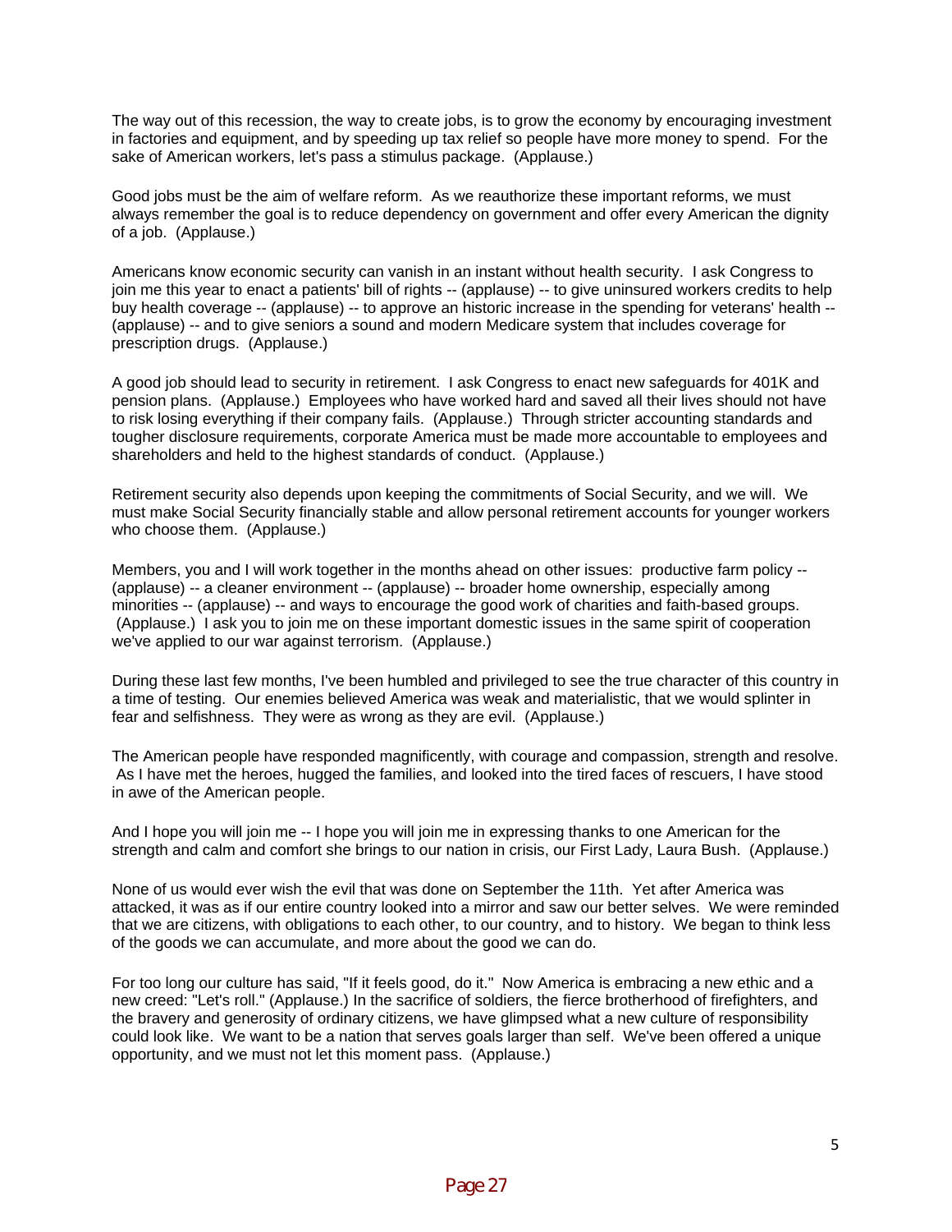The way out of this recession, the way to create jobs, is to grow the economy by encouraging investment in factories and equipment, and by speeding up tax relief so people have more money to spend. For the sake of American workers, let's pass a stimulus package. (Applause.)

Good jobs must be the aim of welfare reform. As we reauthorize these important reforms, we must always remember the goal is to reduce dependency on government and offer every American the dignity of a job. (Applause.)

Americans know economic security can vanish in an instant without health security. I ask Congress to join me this year to enact a patients' bill of rights -- (applause) -- to give uninsured workers credits to help buy health coverage -- (applause) -- to approve an historic increase in the spending for veterans' health -- (applause) -- and to give seniors a sound and modern Medicare system that includes coverage for prescription drugs. (Applause.)

A good job should lead to security in retirement. I ask Congress to enact new safeguards for 401K and pension plans. (Applause.) Employees who have worked hard and saved all their lives should not have to risk losing everything if their company fails. (Applause.) Through stricter accounting standards and tougher disclosure requirements, corporate America must be made more accountable to employees and shareholders and held to the highest standards of conduct. (Applause.)

Retirement security also depends upon keeping the commitments of Social Security, and we will. We must make Social Security financially stable and allow personal retirement accounts for younger workers who choose them. (Applause.)

Members, you and I will work together in the months ahead on other issues: productive farm policy -- (applause) -- a cleaner environment -- (applause) -- broader home ownership, especially among minorities -- (applause) -- and ways to encourage the good work of charities and faith-based groups. (Applause.) I ask you to join me on these important domestic issues in the same spirit of cooperation we've applied to our war against terrorism. (Applause.)

During these last few months, I've been humbled and privileged to see the true character of this country in a time of testing. Our enemies believed America was weak and materialistic, that we would splinter in fear and selfishness. They were as wrong as they are evil. (Applause.)

The American people have responded magnificently, with courage and compassion, strength and resolve. As I have met the heroes, hugged the families, and looked into the tired faces of rescuers, I have stood in awe of the American people.

And I hope you will join me -- I hope you will join me in expressing thanks to one American for the strength and calm and comfort she brings to our nation in crisis, our First Lady, Laura Bush. (Applause.)

None of us would ever wish the evil that was done on September the 11th. Yet after America was attacked, it was as if our entire country looked into a mirror and saw our better selves. We were reminded that we are citizens, with obligations to each other, to our country, and to history. We began to think less of the goods we can accumulate, and more about the good we can do.

For too long our culture has said, "If it feels good, do it." Now America is embracing a new ethic and a new creed: "Let's roll." (Applause.) In the sacrifice of soldiers, the fierce brotherhood of firefighters, and the bravery and generosity of ordinary citizens, we have glimpsed what a new culture of responsibility could look like. We want to be a nation that serves goals larger than self. We've been offered a unique opportunity, and we must not let this moment pass. (Applause.)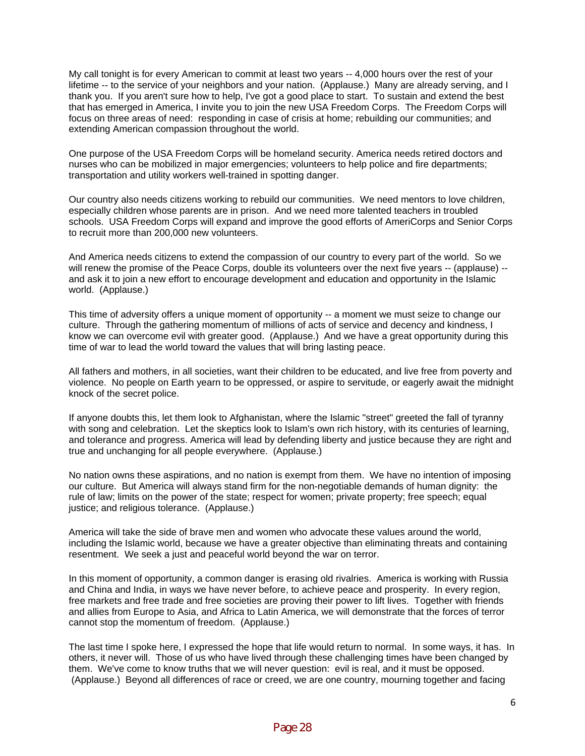My call tonight is for every American to commit at least two years -- 4,000 hours over the rest of your lifetime -- to the service of your neighbors and your nation.  (Applause.)  Many are already serving, and I thank you.  If you aren't sure how to help, I've got a good place to start.  To sustain and extend the best that has emerged in America, I invite you to join the new USA Freedom Corps.  The Freedom Corps will focus on three areas of need:  responding in case of crisis at home; rebuilding our communities; and extending American compassion throughout the world.

One purpose of the USA Freedom Corps will be homeland security. America needs retired doctors and nurses who can be mobilized in major emergencies; volunteers to help police and fire departments; transportation and utility workers well-trained in spotting danger.

Our country also needs citizens working to rebuild our communities.  We need mentors to love children, especially children whose parents are in prison.  And we need more talented teachers in troubled schools.  USA Freedom Corps will expand and improve the good efforts of AmeriCorps and Senior Corps to recruit more than 200,000 new volunteers.

And America needs citizens to extend the compassion of our country to every part of the world.  So we will renew the promise of the Peace Corps, double its volunteers over the next five years -- (applause) -- and ask it to join a new effort to encourage development and education and opportunity in the Islamic world.  (Applause.)

This time of adversity offers a unique moment of opportunity -- a moment we must seize to change our culture.  Through the gathering momentum of millions of acts of service and decency and kindness, I know we can overcome evil with greater good.  (Applause.)  And we have a great opportunity during this time of war to lead the world toward the values that will bring lasting peace.

All fathers and mothers, in all societies, want their children to be educated, and live free from poverty and violence.  No people on Earth yearn to be oppressed, or aspire to servitude, or eagerly await the midnight knock of the secret police.

If anyone doubts this, let them look to Afghanistan, where the Islamic "street" greeted the fall of tyranny with song and celebration.  Let the skeptics look to Islam's own rich history, with its centuries of learning, and tolerance and progress. America will lead by defending liberty and justice because they are right and true and unchanging for all people everywhere.  (Applause.)

No nation owns these aspirations, and no nation is exempt from them.  We have no intention of imposing our culture.  But America will always stand firm for the non-negotiable demands of human dignity:  the rule of law; limits on the power of the state; respect for women; private property; free speech; equal justice; and religious tolerance.  (Applause.)

America will take the side of brave men and women who advocate these values around the world, including the Islamic world, because we have a greater objective than eliminating threats and containing resentment.  We seek a just and peaceful world beyond the war on terror.

In this moment of opportunity, a common danger is erasing old rivalries.  America is working with Russia and China and India, in ways we have never before, to achieve peace and prosperity.  In every region, free markets and free trade and free societies are proving their power to lift lives.  Together with friends and allies from Europe to Asia, and Africa to Latin America, we will demonstrate that the forces of terror cannot stop the momentum of freedom.  (Applause.)

The last time I spoke here, I expressed the hope that life would return to normal.  In some ways, it has.  In others, it never will.  Those of us who have lived through these challenging times have been changed by them.  We've come to know truths that we will never question:  evil is real, and it must be opposed.  (Applause.)  Beyond all differences of race or creed, we are one country, mourning together and facing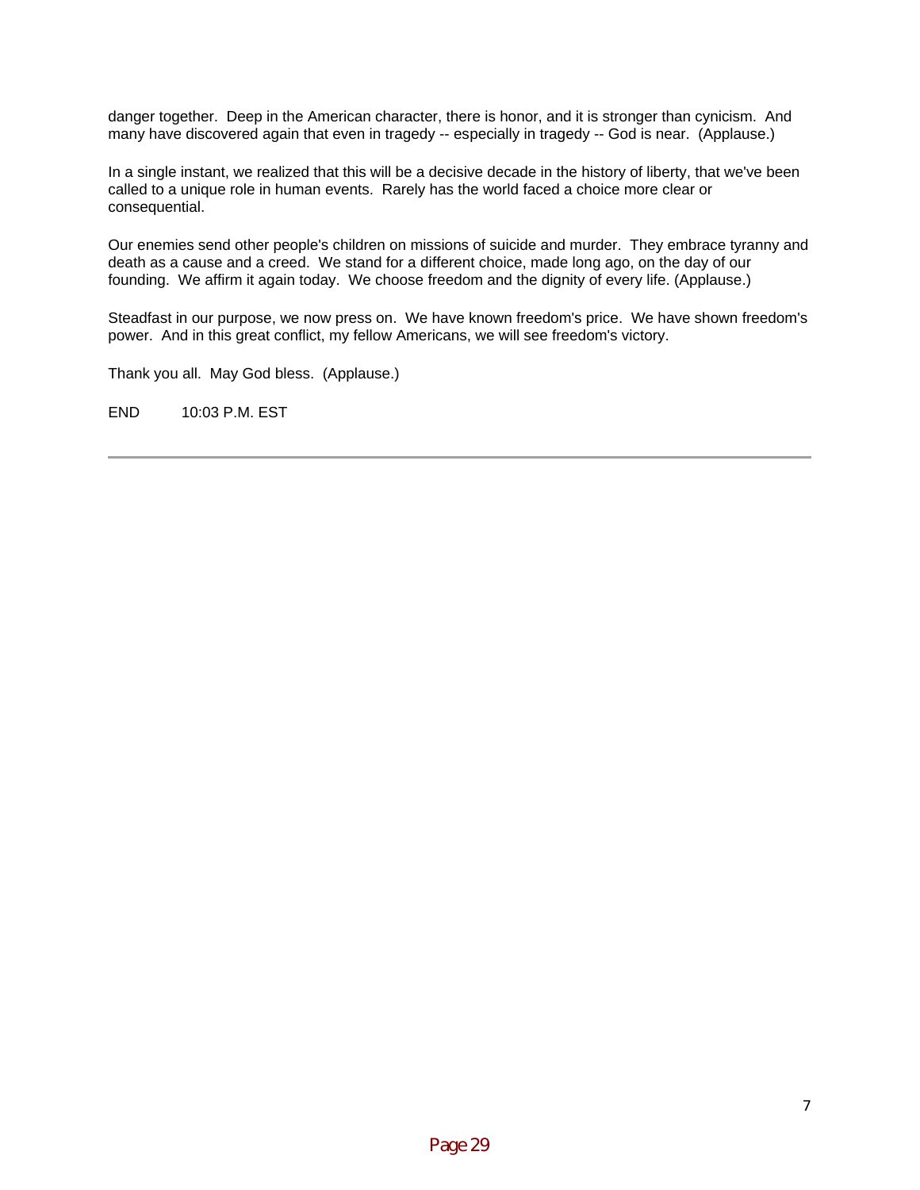danger together. Deep in the American character, there is honor, and it is stronger than cynicism. And many have discovered again that even in tragedy -- especially in tragedy -- God is near. (Applause.)

In a single instant, we realized that this will be a decisive decade in the history of liberty, that we've been called to a unique role in human events. Rarely has the world faced a choice more clear or consequential.

Our enemies send other people's children on missions of suicide and murder. They embrace tyranny and death as a cause and a creed. We stand for a different choice, made long ago, on the day of our founding. We affirm it again today. We choose freedom and the dignity of every life. (Applause.)

Steadfast in our purpose, we now press on. We have known freedom's price. We have shown freedom's power. And in this great conflict, my fellow Americans, we will see freedom's victory.

Thank you all. May God bless. (Applause.)

END 10:03 P.M. EST

---